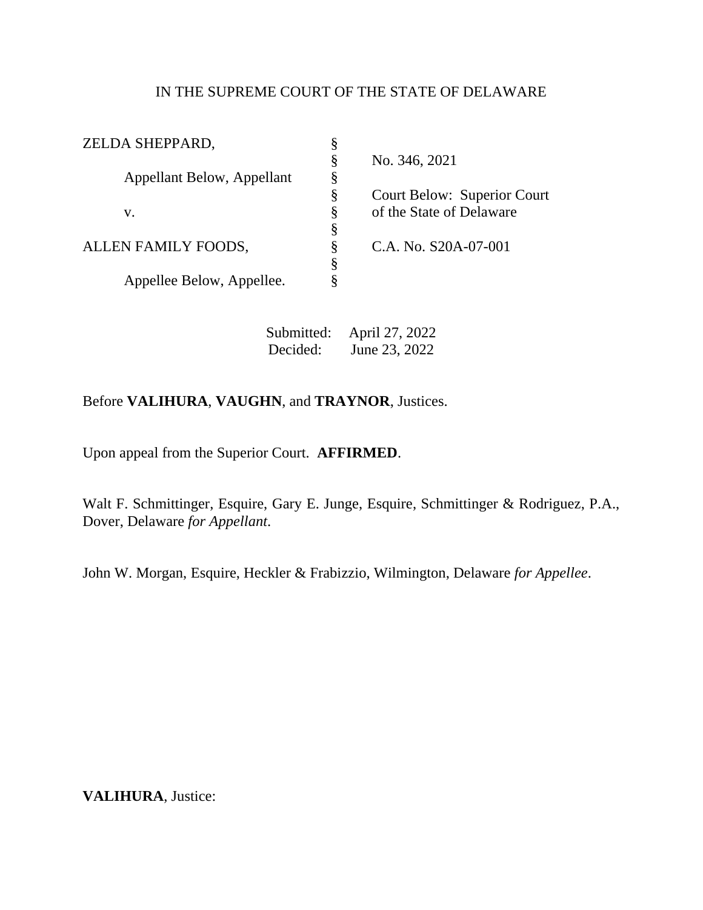IN THE SUPREME COURT OF THE STATE OF DELAWARE

| | | |
|---|---|---|
| ZELDA SHEPPARD, | § | |
| | § | No. 346, 2021 |
| Appellant Below, Appellant | § | |
| | § | Court Below: Superior Court |
| v. | § | of the State of Delaware |
| | § | |
| ALLEN FAMILY FOODS, | § | C.A. No. S20A-07-001 |
| | § | |
| Appellee Below, Appellee. | § | |

Submitted: April 27, 2022
Decided: June 23, 2022

Before **VALIHURA**, **VAUGHN**, and **TRAYNOR**, Justices.

Upon appeal from the Superior Court. **AFFIRMED**.

Walt F. Schmittinger, Esquire, Gary E. Junge, Esquire, Schmittinger & Rodriguez, P.A., Dover, Delaware *for Appellant*.

John W. Morgan, Esquire, Heckler & Frabizzio, Wilmington, Delaware *for Appellee*.

**VALIHURA**, Justice: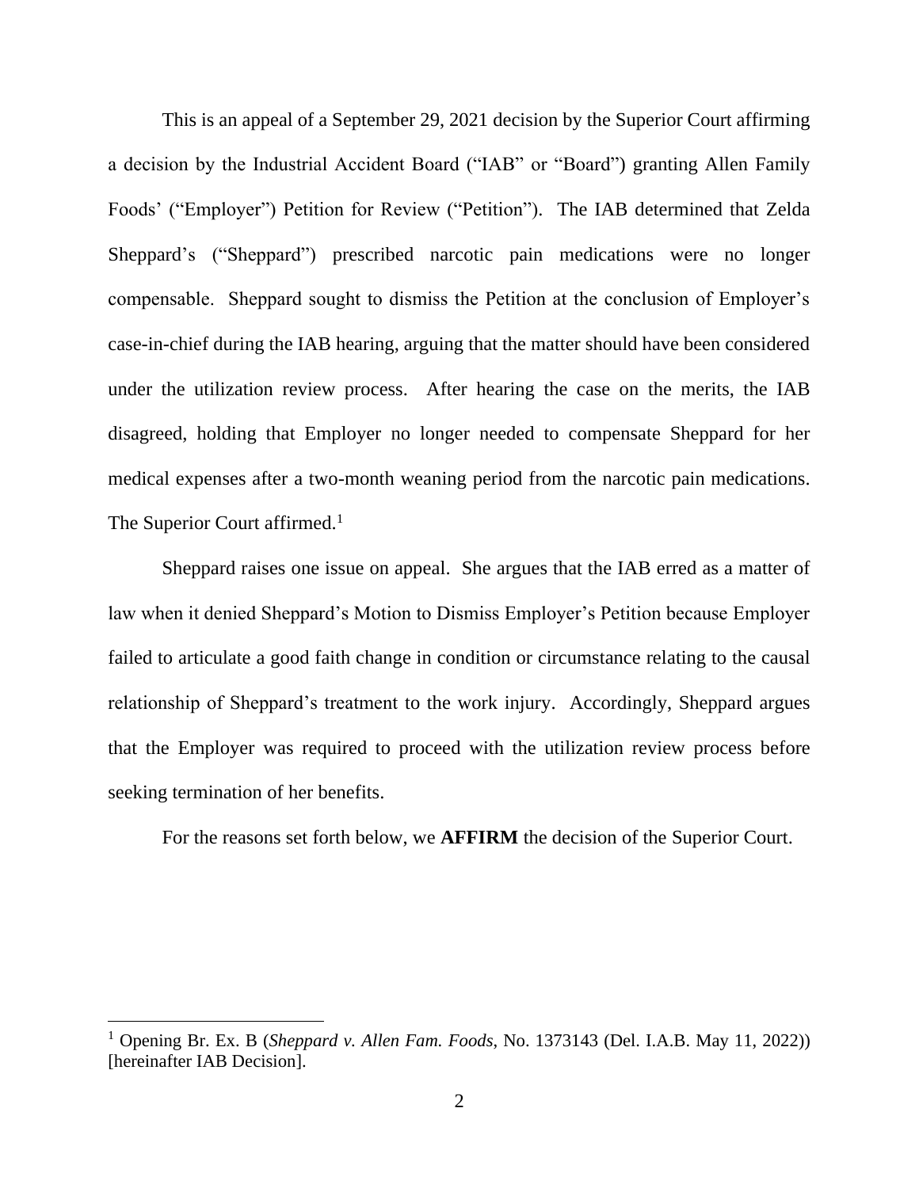This is an appeal of a September 29, 2021 decision by the Superior Court affirming a decision by the Industrial Accident Board ("IAB" or "Board") granting Allen Family Foods' ("Employer") Petition for Review ("Petition"). The IAB determined that Zelda Sheppard's ("Sheppard") prescribed narcotic pain medications were no longer compensable. Sheppard sought to dismiss the Petition at the conclusion of Employer's case-in-chief during the IAB hearing, arguing that the matter should have been considered under the utilization review process. After hearing the case on the merits, the IAB disagreed, holding that Employer no longer needed to compensate Sheppard for her medical expenses after a two-month weaning period from the narcotic pain medications. The Superior Court affirmed.[1]

Sheppard raises one issue on appeal. She argues that the IAB erred as a matter of law when it denied Sheppard's Motion to Dismiss Employer's Petition because Employer failed to articulate a good faith change in condition or circumstance relating to the causal relationship of Sheppard's treatment to the work injury. Accordingly, Sheppard argues that the Employer was required to proceed with the utilization review process before seeking termination of her benefits.

For the reasons set forth below, we **AFFIRM** the decision of the Superior Court.

---

[1] Opening Br. Ex. B (*Sheppard v. Allen Fam. Foods*, No. 1373143 (Del. I.A.B. May 11, 2022)) [hereinafter IAB Decision].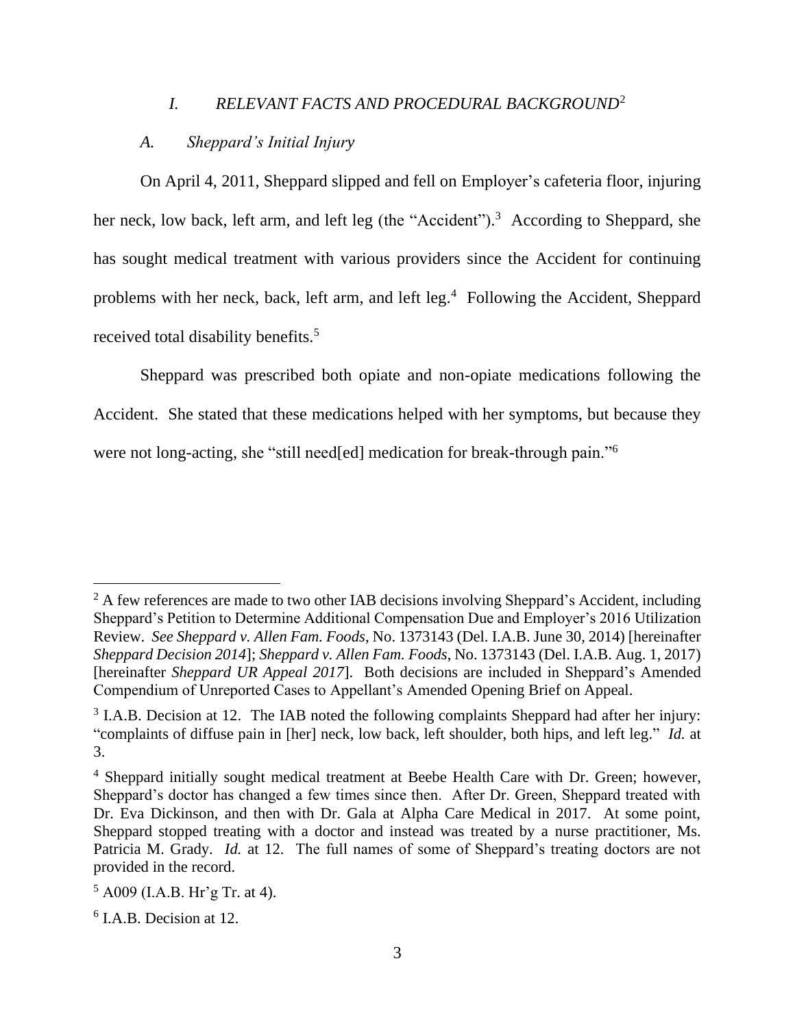## *I. RELEVANT FACTS AND PROCEDURAL BACKGROUND*[2]

### *A. Sheppard's Initial Injury*

On April 4, 2011, Sheppard slipped and fell on Employer's cafeteria floor, injuring her neck, low back, left arm, and left leg (the "Accident").[3] According to Sheppard, she has sought medical treatment with various providers since the Accident for continuing problems with her neck, back, left arm, and left leg.[4] Following the Accident, Sheppard received total disability benefits.[5]

Sheppard was prescribed both opiate and non-opiate medications following the Accident. She stated that these medications helped with her symptoms, but because they were not long-acting, she "still need[ed] medication for break-through pain."[6]

---

[2] A few references are made to two other IAB decisions involving Sheppard's Accident, including Sheppard's Petition to Determine Additional Compensation Due and Employer's 2016 Utilization Review. *See Sheppard v. Allen Fam. Foods*, No. 1373143 (Del. I.A.B. June 30, 2014) [hereinafter *Sheppard Decision 2014*]; *Sheppard v. Allen Fam. Foods*, No. 1373143 (Del. I.A.B. Aug. 1, 2017) [hereinafter *Sheppard UR Appeal 2017*]. Both decisions are included in Sheppard's Amended Compendium of Unreported Cases to Appellant's Amended Opening Brief on Appeal.

[3] I.A.B. Decision at 12. The IAB noted the following complaints Sheppard had after her injury: "complaints of diffuse pain in [her] neck, low back, left shoulder, both hips, and left leg." *Id.* at 3.

[4] Sheppard initially sought medical treatment at Beebe Health Care with Dr. Green; however, Sheppard's doctor has changed a few times since then. After Dr. Green, Sheppard treated with Dr. Eva Dickinson, and then with Dr. Gala at Alpha Care Medical in 2017. At some point, Sheppard stopped treating with a doctor and instead was treated by a nurse practitioner, Ms. Patricia M. Grady. *Id.* at 12. The full names of some of Sheppard's treating doctors are not provided in the record.

[5] A009 (I.A.B. Hr'g Tr. at 4).

[6] I.A.B. Decision at 12.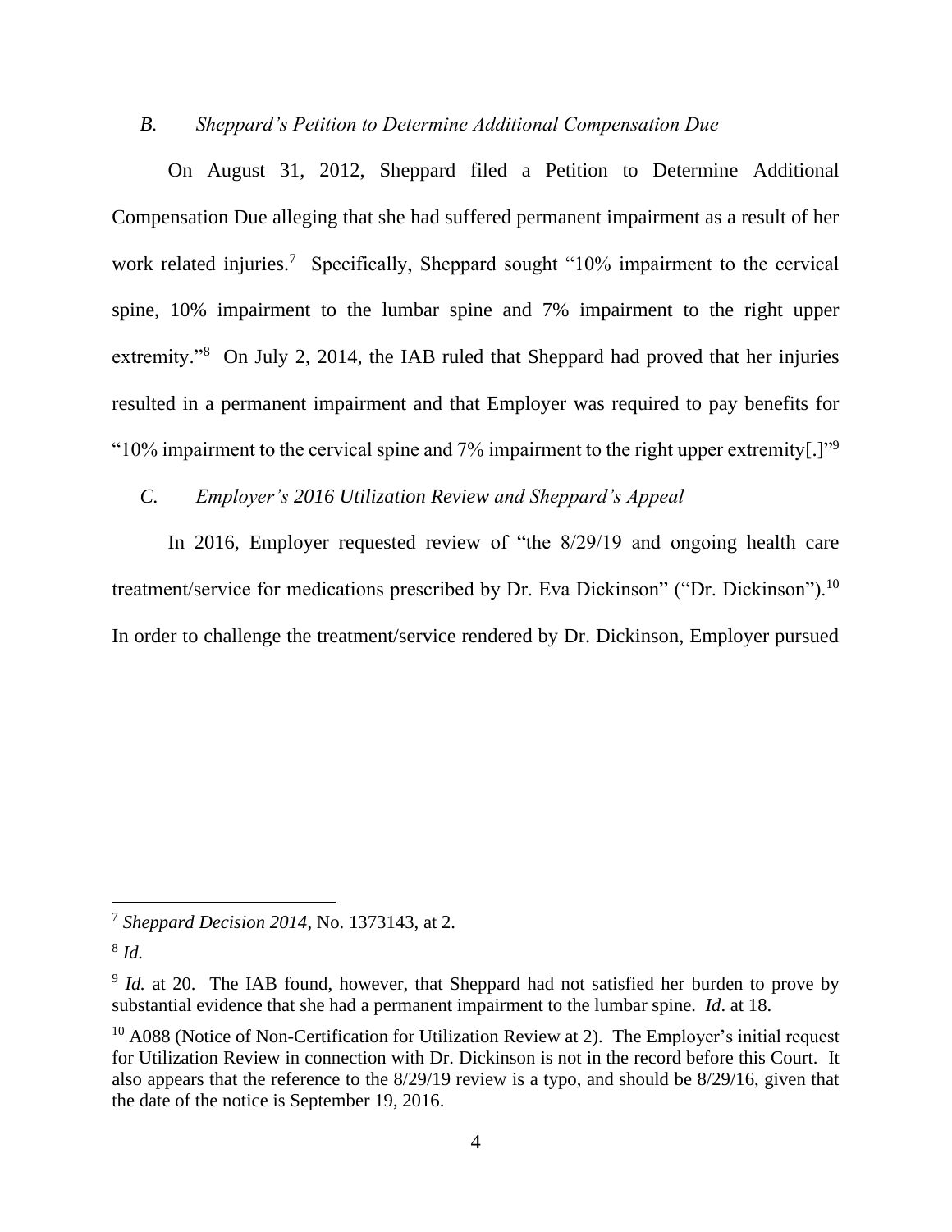### *B. Sheppard's Petition to Determine Additional Compensation Due*

On August 31, 2012, Sheppard filed a Petition to Determine Additional Compensation Due alleging that she had suffered permanent impairment as a result of her work related injuries.[7] Specifically, Sheppard sought "10% impairment to the cervical spine, 10% impairment to the lumbar spine and 7% impairment to the right upper extremity."[8] On July 2, 2014, the IAB ruled that Sheppard had proved that her injuries resulted in a permanent impairment and that Employer was required to pay benefits for "10% impairment to the cervical spine and 7% impairment to the right upper extremity[.]"[9]

### *C. Employer's 2016 Utilization Review and Sheppard's Appeal*

In 2016, Employer requested review of "the 8/29/19 and ongoing health care treatment/service for medications prescribed by Dr. Eva Dickinson" ("Dr. Dickinson").[10] In order to challenge the treatment/service rendered by Dr. Dickinson, Employer pursued

---

[7] *Sheppard Decision 2014*, No. 1373143, at 2.

[8] *Id.*

[9] *Id.* at 20. The IAB found, however, that Sheppard had not satisfied her burden to prove by substantial evidence that she had a permanent impairment to the lumbar spine. *Id*. at 18.

[10] A088 (Notice of Non-Certification for Utilization Review at 2). The Employer's initial request for Utilization Review in connection with Dr. Dickinson is not in the record before this Court. It also appears that the reference to the 8/29/19 review is a typo, and should be 8/29/16, given that the date of the notice is September 19, 2016.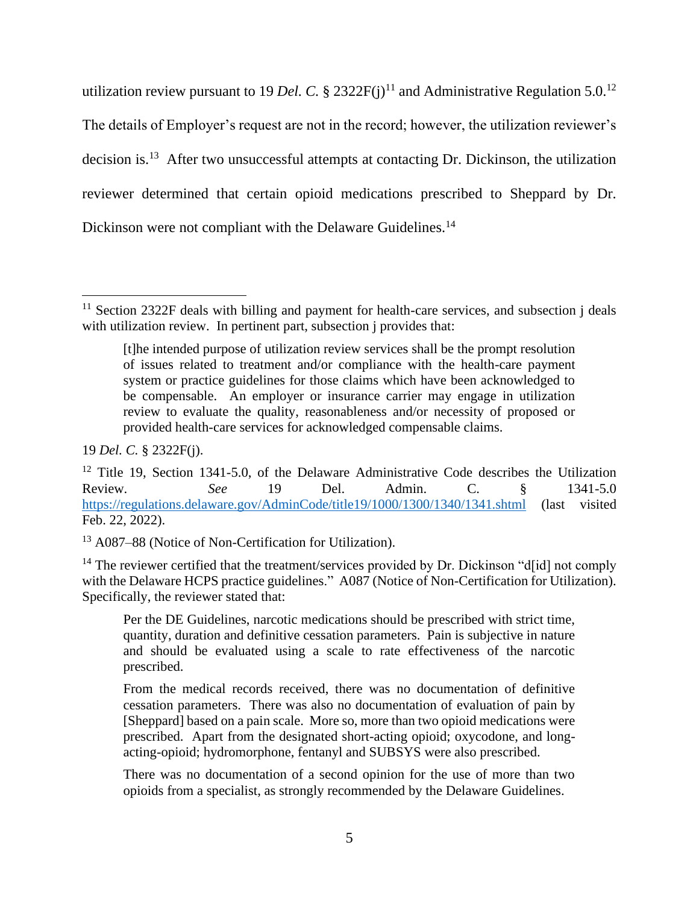utilization review pursuant to 19 *Del. C.* § 2322F(j)[11] and Administrative Regulation 5.0.[12] The details of Employer's request are not in the record; however, the utilization reviewer's decision is.[13] After two unsuccessful attempts at contacting Dr. Dickinson, the utilization reviewer determined that certain opioid medications prescribed to Sheppard by Dr. Dickinson were not compliant with the Delaware Guidelines.[14]

---

[11] Section 2322F deals with billing and payment for health-care services, and subsection j deals with utilization review. In pertinent part, subsection j provides that:

> [t]he intended purpose of utilization review services shall be the prompt resolution of issues related to treatment and/or compliance with the health-care payment system or practice guidelines for those claims which have been acknowledged to be compensable. An employer or insurance carrier may engage in utilization review to evaluate the quality, reasonableness and/or necessity of proposed or provided health-care services for acknowledged compensable claims.

19 *Del. C.* § 2322F(j).

[12] Title 19, Section 1341-5.0, of the Delaware Administrative Code describes the Utilization Review. *See* 19 Del. Admin. C. § 1341-5.0 https://regulations.delaware.gov/AdminCode/title19/1000/1300/1340/1341.shtml (last visited Feb. 22, 2022).

[13] A087–88 (Notice of Non-Certification for Utilization).

[14] The reviewer certified that the treatment/services provided by Dr. Dickinson "d[id] not comply with the Delaware HCPS practice guidelines." A087 (Notice of Non-Certification for Utilization). Specifically, the reviewer stated that:

> Per the DE Guidelines, narcotic medications should be prescribed with strict time, quantity, duration and definitive cessation parameters. Pain is subjective in nature and should be evaluated using a scale to rate effectiveness of the narcotic prescribed.
>
> From the medical records received, there was no documentation of definitive cessation parameters. There was also no documentation of evaluation of pain by [Sheppard] based on a pain scale. More so, more than two opioid medications were prescribed. Apart from the designated short-acting opioid; oxycodone, and long-acting-opioid; hydromorphone, fentanyl and SUBSYS were also prescribed.
>
> There was no documentation of a second opinion for the use of more than two opioids from a specialist, as strongly recommended by the Delaware Guidelines.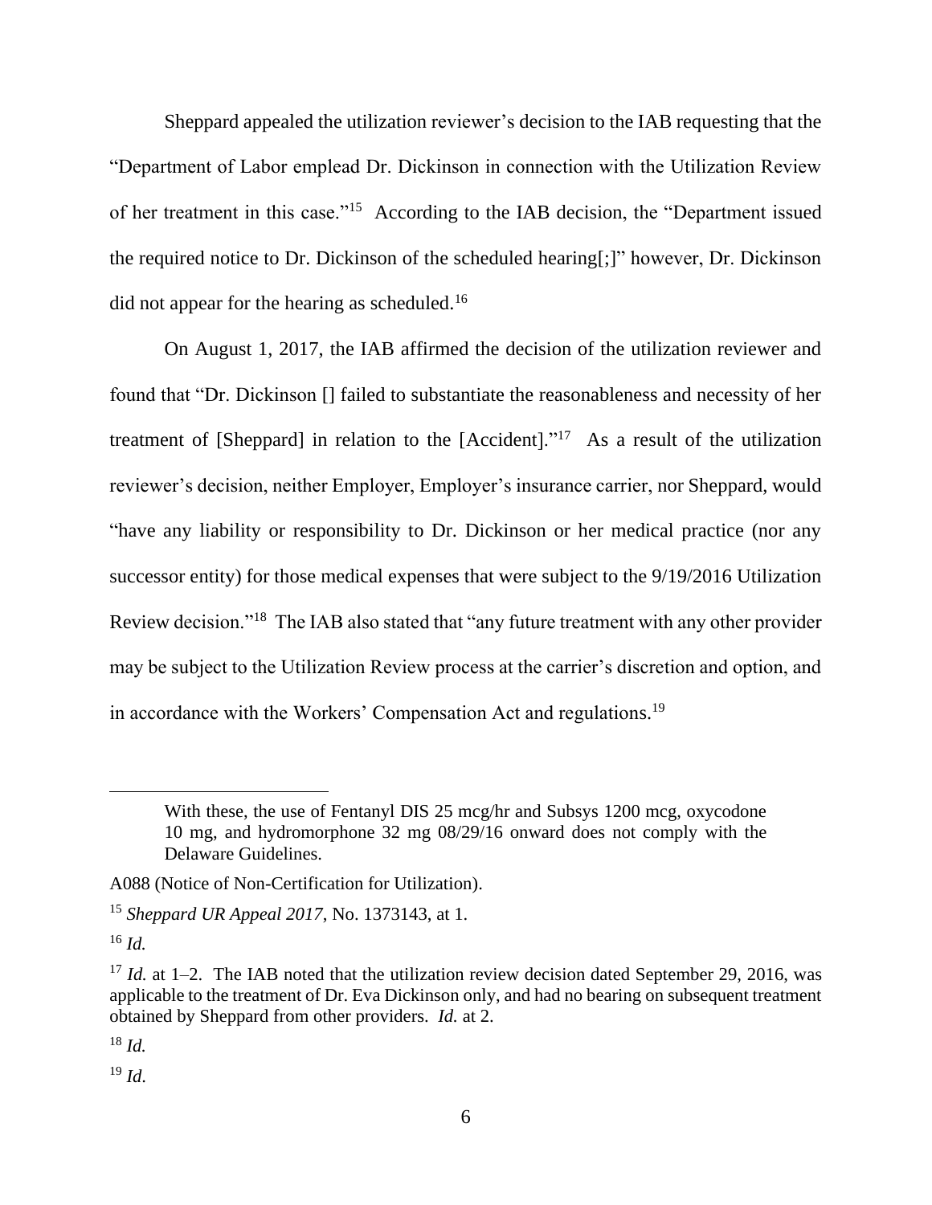Sheppard appealed the utilization reviewer's decision to the IAB requesting that the "Department of Labor emplead Dr. Dickinson in connection with the Utilization Review of her treatment in this case."[15] According to the IAB decision, the "Department issued the required notice to Dr. Dickinson of the scheduled hearing[;]" however, Dr. Dickinson did not appear for the hearing as scheduled.[16]

On August 1, 2017, the IAB affirmed the decision of the utilization reviewer and found that "Dr. Dickinson [] failed to substantiate the reasonableness and necessity of her treatment of [Sheppard] in relation to the [Accident]."[17] As a result of the utilization reviewer's decision, neither Employer, Employer's insurance carrier, nor Sheppard, would "have any liability or responsibility to Dr. Dickinson or her medical practice (nor any successor entity) for those medical expenses that were subject to the 9/19/2016 Utilization Review decision."[18] The IAB also stated that "any future treatment with any other provider may be subject to the Utilization Review process at the carrier's discretion and option, and in accordance with the Workers' Compensation Act and regulations.[19]

---

> With these, the use of Fentanyl DIS 25 mcg/hr and Subsys 1200 mcg, oxycodone 10 mg, and hydromorphone 32 mg 08/29/16 onward does not comply with the Delaware Guidelines.

A088 (Notice of Non-Certification for Utilization).

[15] *Sheppard UR Appeal 2017*, No. 1373143, at 1.

[16] *Id.*

[17] *Id.* at 1–2. The IAB noted that the utilization review decision dated September 29, 2016, was applicable to the treatment of Dr. Eva Dickinson only, and had no bearing on subsequent treatment obtained by Sheppard from other providers. *Id.* at 2.

[18] *Id.*

[19] *Id.*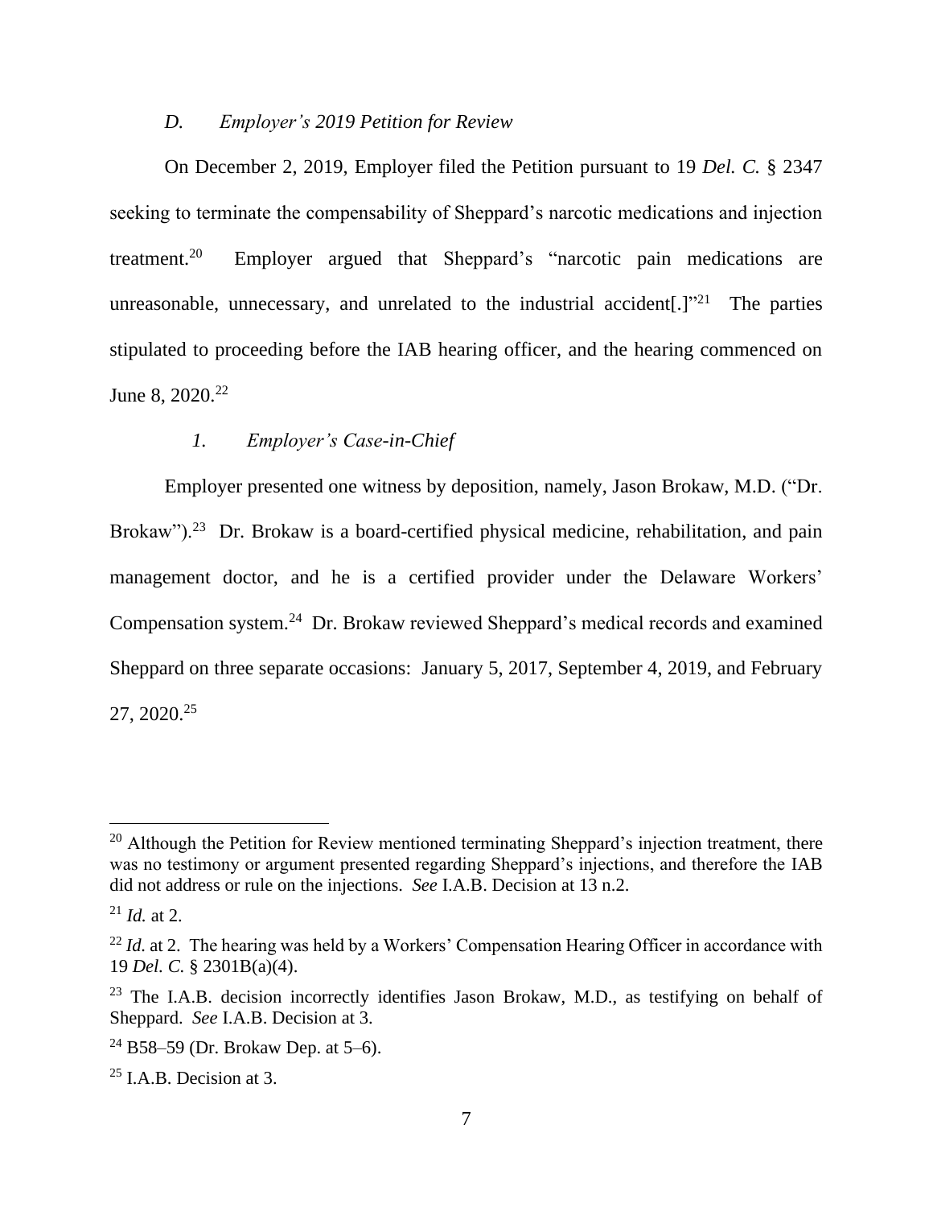### *D. Employer's 2019 Petition for Review*

On December 2, 2019, Employer filed the Petition pursuant to 19 *Del. C.* § 2347 seeking to terminate the compensability of Sheppard's narcotic medications and injection treatment.[20] Employer argued that Sheppard's "narcotic pain medications are unreasonable, unnecessary, and unrelated to the industrial accident[.]"[21] The parties stipulated to proceeding before the IAB hearing officer, and the hearing commenced on June 8, 2020.[22]

#### *1. Employer's Case-in-Chief*

Employer presented one witness by deposition, namely, Jason Brokaw, M.D. ("Dr. Brokaw").[23] Dr. Brokaw is a board-certified physical medicine, rehabilitation, and pain management doctor, and he is a certified provider under the Delaware Workers' Compensation system.[24] Dr. Brokaw reviewed Sheppard's medical records and examined Sheppard on three separate occasions: January 5, 2017, September 4, 2019, and February 27, 2020.[25]

---

[20] Although the Petition for Review mentioned terminating Sheppard's injection treatment, there was no testimony or argument presented regarding Sheppard's injections, and therefore the IAB did not address or rule on the injections. *See* I.A.B. Decision at 13 n.2.

[21] *Id.* at 2.

[22] *Id.* at 2. The hearing was held by a Workers' Compensation Hearing Officer in accordance with 19 *Del. C.* § 2301B(a)(4).

[23] The I.A.B. decision incorrectly identifies Jason Brokaw, M.D., as testifying on behalf of Sheppard. *See* I.A.B. Decision at 3.

[24] B58–59 (Dr. Brokaw Dep. at 5–6).

[25] I.A.B. Decision at 3.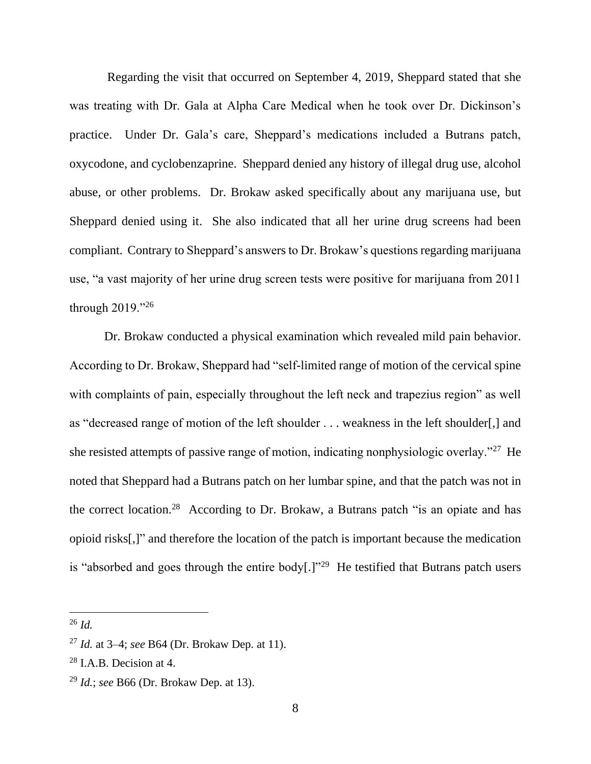Regarding the visit that occurred on September 4, 2019, Sheppard stated that she was treating with Dr. Gala at Alpha Care Medical when he took over Dr. Dickinson's practice. Under Dr. Gala's care, Sheppard's medications included a Butrans patch, oxycodone, and cyclobenzaprine. Sheppard denied any history of illegal drug use, alcohol abuse, or other problems. Dr. Brokaw asked specifically about any marijuana use, but Sheppard denied using it. She also indicated that all her urine drug screens had been compliant. Contrary to Sheppard's answers to Dr. Brokaw's questions regarding marijuana use, "a vast majority of her urine drug screen tests were positive for marijuana from 2011 through 2019."[26]

Dr. Brokaw conducted a physical examination which revealed mild pain behavior. According to Dr. Brokaw, Sheppard had "self-limited range of motion of the cervical spine with complaints of pain, especially throughout the left neck and trapezius region" as well as "decreased range of motion of the left shoulder . . . weakness in the left shoulder[,] and she resisted attempts of passive range of motion, indicating nonphysiologic overlay."[27] He noted that Sheppard had a Butrans patch on her lumbar spine, and that the patch was not in the correct location.[28] According to Dr. Brokaw, a Butrans patch "is an opiate and has opioid risks[,]" and therefore the location of the patch is important because the medication is "absorbed and goes through the entire body[.]"[29] He testified that Butrans patch users

---

[26] *Id.*

[27] *Id.* at 3–4; *see* B64 (Dr. Brokaw Dep. at 11).

[28] I.A.B. Decision at 4.

[29] *Id.*; *see* B66 (Dr. Brokaw Dep. at 13).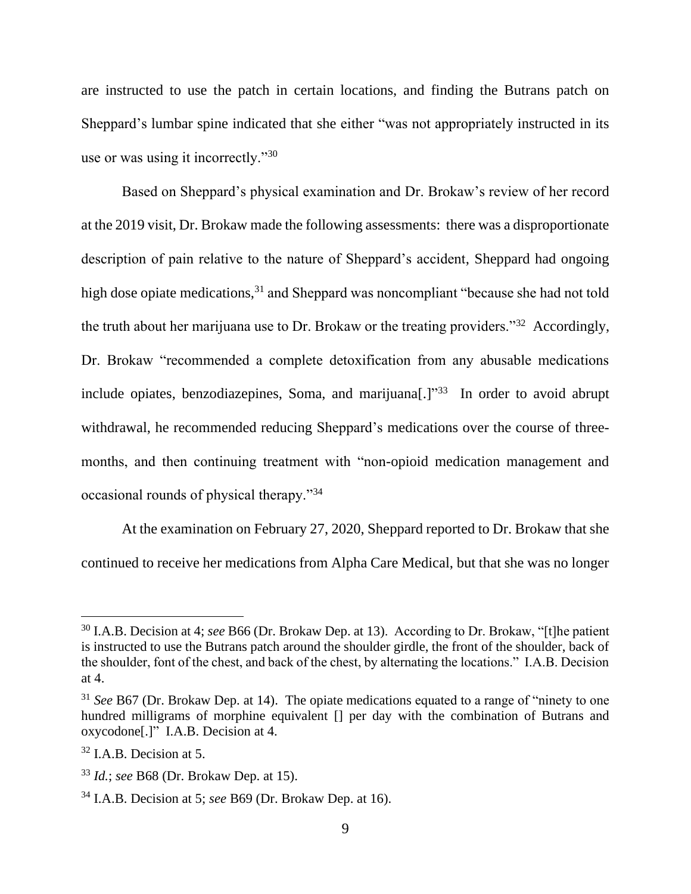are instructed to use the patch in certain locations, and finding the Butrans patch on Sheppard's lumbar spine indicated that she either "was not appropriately instructed in its use or was using it incorrectly."[30]

Based on Sheppard's physical examination and Dr. Brokaw's review of her record at the 2019 visit, Dr. Brokaw made the following assessments: there was a disproportionate description of pain relative to the nature of Sheppard's accident, Sheppard had ongoing high dose opiate medications,[31] and Sheppard was noncompliant "because she had not told the truth about her marijuana use to Dr. Brokaw or the treating providers."[32] Accordingly, Dr. Brokaw "recommended a complete detoxification from any abusable medications include opiates, benzodiazepines, Soma, and marijuana[.]"[33] In order to avoid abrupt withdrawal, he recommended reducing Sheppard's medications over the course of three-months, and then continuing treatment with "non-opioid medication management and occasional rounds of physical therapy."[34]

At the examination on February 27, 2020, Sheppard reported to Dr. Brokaw that she continued to receive her medications from Alpha Care Medical, but that she was no longer

---

[30] I.A.B. Decision at 4; *see* B66 (Dr. Brokaw Dep. at 13). According to Dr. Brokaw, "[t]he patient is instructed to use the Butrans patch around the shoulder girdle, the front of the shoulder, back of the shoulder, font of the chest, and back of the chest, by alternating the locations." I.A.B. Decision at 4.

[31] *See* B67 (Dr. Brokaw Dep. at 14). The opiate medications equated to a range of "ninety to one hundred milligrams of morphine equivalent [] per day with the combination of Butrans and oxycodone[.]" I.A.B. Decision at 4.

[32] I.A.B. Decision at 5.

[33] *Id.*; *see* B68 (Dr. Brokaw Dep. at 15).

[34] I.A.B. Decision at 5; *see* B69 (Dr. Brokaw Dep. at 16).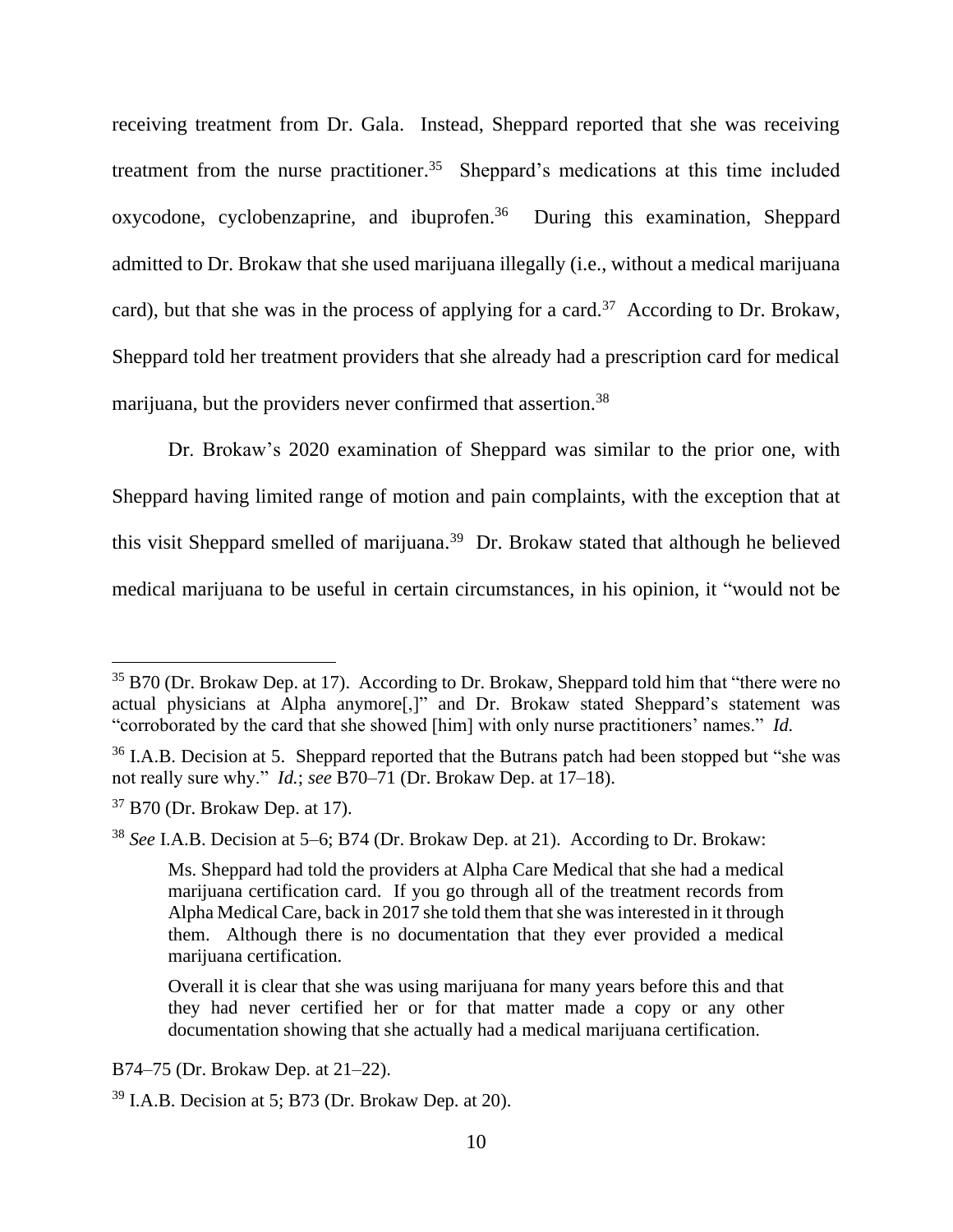receiving treatment from Dr. Gala. Instead, Sheppard reported that she was receiving treatment from the nurse practitioner.[35] Sheppard's medications at this time included oxycodone, cyclobenzaprine, and ibuprofen.[36] During this examination, Sheppard admitted to Dr. Brokaw that she used marijuana illegally (i.e., without a medical marijuana card), but that she was in the process of applying for a card.[37] According to Dr. Brokaw, Sheppard told her treatment providers that she already had a prescription card for medical marijuana, but the providers never confirmed that assertion.[38]

Dr. Brokaw's 2020 examination of Sheppard was similar to the prior one, with Sheppard having limited range of motion and pain complaints, with the exception that at this visit Sheppard smelled of marijuana.[39] Dr. Brokaw stated that although he believed medical marijuana to be useful in certain circumstances, in his opinion, it "would not be

---

[35] B70 (Dr. Brokaw Dep. at 17). According to Dr. Brokaw, Sheppard told him that "there were no actual physicians at Alpha anymore[,]" and Dr. Brokaw stated Sheppard's statement was "corroborated by the card that she showed [him] with only nurse practitioners' names." *Id.*

[36] I.A.B. Decision at 5. Sheppard reported that the Butrans patch had been stopped but "she was not really sure why." *Id.*; *see* B70–71 (Dr. Brokaw Dep. at 17–18).

[37] B70 (Dr. Brokaw Dep. at 17).

[38] *See* I.A.B. Decision at 5–6; B74 (Dr. Brokaw Dep. at 21). According to Dr. Brokaw:

> Ms. Sheppard had told the providers at Alpha Care Medical that she had a medical marijuana certification card. If you go through all of the treatment records from Alpha Medical Care, back in 2017 she told them that she was interested in it through them. Although there is no documentation that they ever provided a medical marijuana certification.
>
> Overall it is clear that she was using marijuana for many years before this and that they had never certified her or for that matter made a copy or any other documentation showing that she actually had a medical marijuana certification.

B74–75 (Dr. Brokaw Dep. at 21–22).

[39] I.A.B. Decision at 5; B73 (Dr. Brokaw Dep. at 20).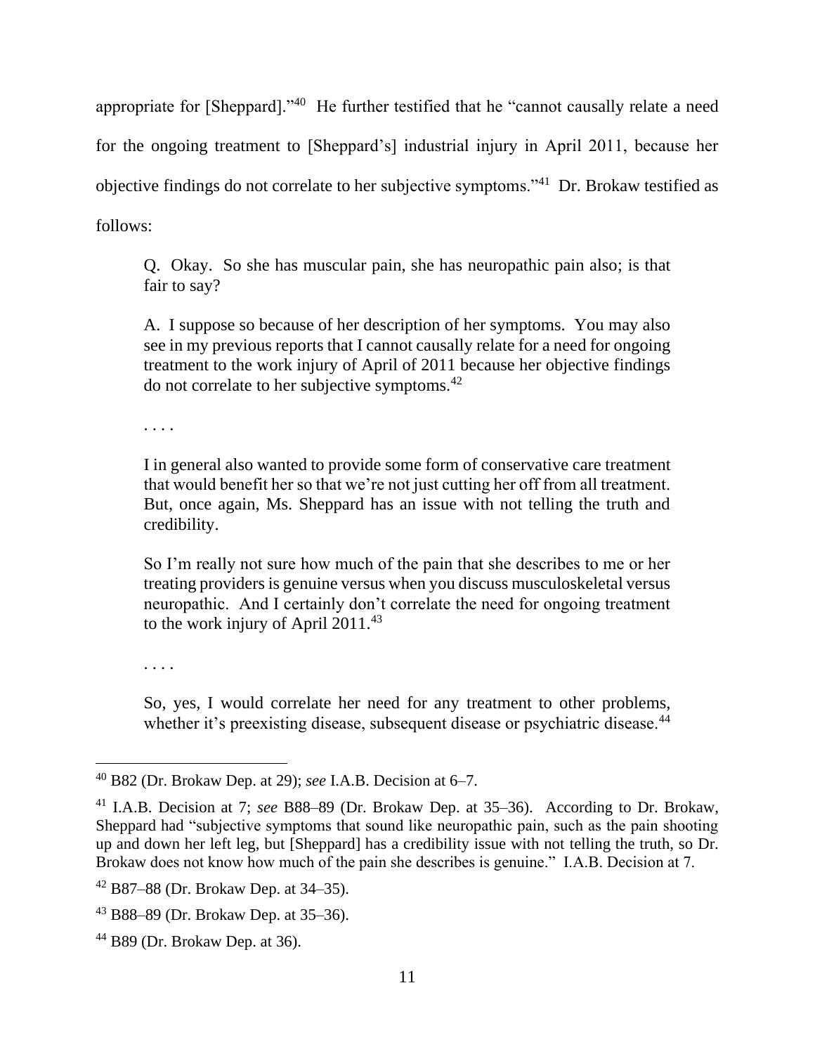appropriate for [Sheppard]."[40] He further testified that he "cannot causally relate a need for the ongoing treatment to [Sheppard's] industrial injury in April 2011, because her objective findings do not correlate to her subjective symptoms."[41] Dr. Brokaw testified as follows:

> Q. Okay. So she has muscular pain, she has neuropathic pain also; is that fair to say?
>
> A. I suppose so because of her description of her symptoms. You may also see in my previous reports that I cannot causally relate for a need for ongoing treatment to the work injury of April of 2011 because her objective findings do not correlate to her subjective symptoms.[42]
>
> . . . .
>
> I in general also wanted to provide some form of conservative care treatment that would benefit her so that we're not just cutting her off from all treatment. But, once again, Ms. Sheppard has an issue with not telling the truth and credibility.
>
> So I'm really not sure how much of the pain that she describes to me or her treating providers is genuine versus when you discuss musculoskeletal versus neuropathic. And I certainly don't correlate the need for ongoing treatment to the work injury of April 2011.[43]
>
> . . . .
>
> So, yes, I would correlate her need for any treatment to other problems, whether it's preexisting disease, subsequent disease or psychiatric disease.[44]

---

[40] B82 (Dr. Brokaw Dep. at 29); *see* I.A.B. Decision at 6–7.

[41] I.A.B. Decision at 7; *see* B88–89 (Dr. Brokaw Dep. at 35–36). According to Dr. Brokaw, Sheppard had "subjective symptoms that sound like neuropathic pain, such as the pain shooting up and down her left leg, but [Sheppard] has a credibility issue with not telling the truth, so Dr. Brokaw does not know how much of the pain she describes is genuine." I.A.B. Decision at 7.

[42] B87–88 (Dr. Brokaw Dep. at 34–35).

[43] B88–89 (Dr. Brokaw Dep. at 35–36).

[44] B89 (Dr. Brokaw Dep. at 36).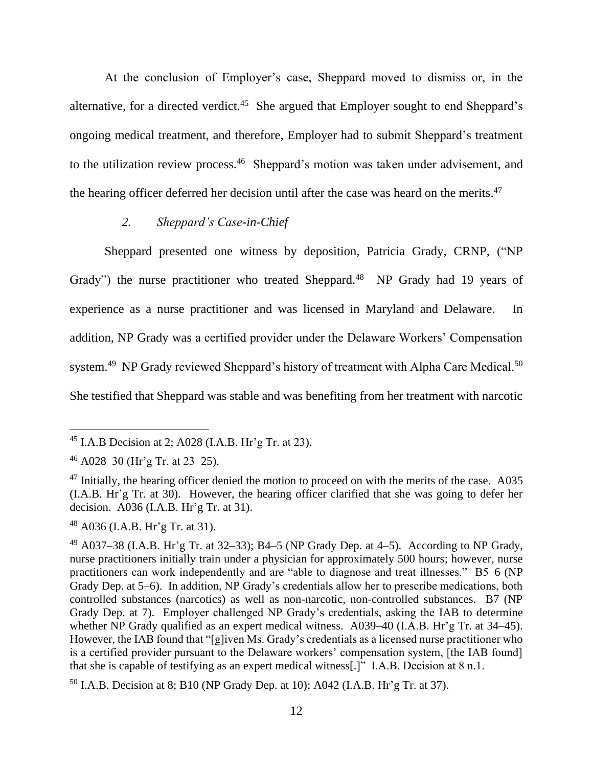At the conclusion of Employer's case, Sheppard moved to dismiss or, in the alternative, for a directed verdict.[45] She argued that Employer sought to end Sheppard's ongoing medical treatment, and therefore, Employer had to submit Sheppard's treatment to the utilization review process.[46] Sheppard's motion was taken under advisement, and the hearing officer deferred her decision until after the case was heard on the merits.[47]

*2. Sheppard's Case-in-Chief*

Sheppard presented one witness by deposition, Patricia Grady, CRNP, ("NP Grady") the nurse practitioner who treated Sheppard.[48] NP Grady had 19 years of experience as a nurse practitioner and was licensed in Maryland and Delaware. In addition, NP Grady was a certified provider under the Delaware Workers' Compensation system.[49] NP Grady reviewed Sheppard's history of treatment with Alpha Care Medical.[50] She testified that Sheppard was stable and was benefiting from her treatment with narcotic

---

[45] I.A.B Decision at 2; A028 (I.A.B. Hr'g Tr. at 23).

[46] A028–30 (Hr'g Tr. at 23–25).

[47] Initially, the hearing officer denied the motion to proceed on with the merits of the case. A035 (I.A.B. Hr'g Tr. at 30). However, the hearing officer clarified that she was going to defer her decision. A036 (I.A.B. Hr'g Tr. at 31).

[48] A036 (I.A.B. Hr'g Tr. at 31).

[49] A037–38 (I.A.B. Hr'g Tr. at 32–33); B4–5 (NP Grady Dep. at 4–5). According to NP Grady, nurse practitioners initially train under a physician for approximately 500 hours; however, nurse practitioners can work independently and are "able to diagnose and treat illnesses." B5–6 (NP Grady Dep. at 5–6). In addition, NP Grady's credentials allow her to prescribe medications, both controlled substances (narcotics) as well as non-narcotic, non-controlled substances. B7 (NP Grady Dep. at 7). Employer challenged NP Grady's credentials, asking the IAB to determine whether NP Grady qualified as an expert medical witness. A039–40 (I.A.B. Hr'g Tr. at 34–45). However, the IAB found that "[g]iven Ms. Grady's credentials as a licensed nurse practitioner who is a certified provider pursuant to the Delaware workers' compensation system, [the IAB found] that she is capable of testifying as an expert medical witness[.]" I.A.B. Decision at 8 n.1.

[50] I.A.B. Decision at 8; B10 (NP Grady Dep. at 10); A042 (I.A.B. Hr'g Tr. at 37).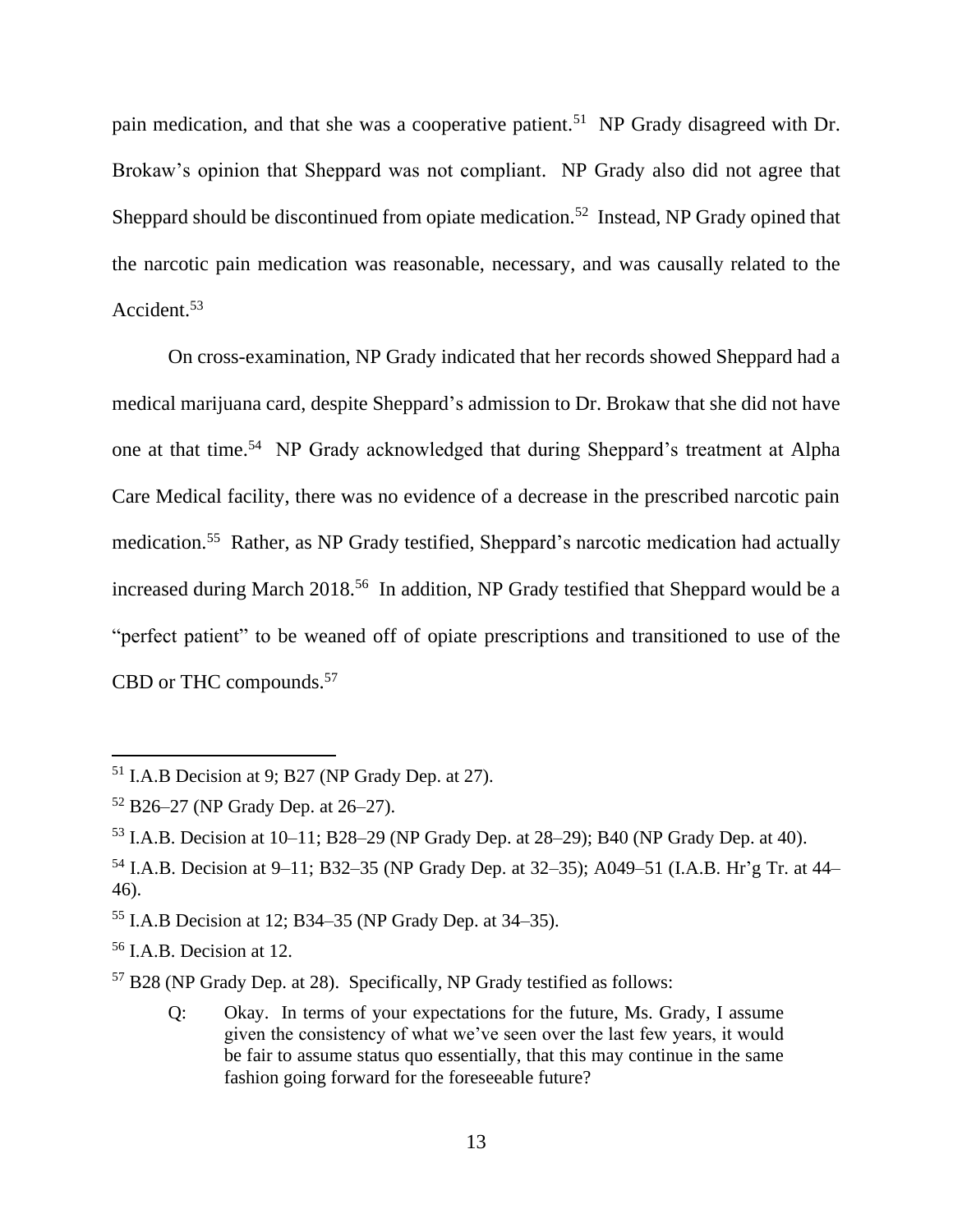pain medication, and that she was a cooperative patient.[51] NP Grady disagreed with Dr. Brokaw's opinion that Sheppard was not compliant. NP Grady also did not agree that Sheppard should be discontinued from opiate medication.[52] Instead, NP Grady opined that the narcotic pain medication was reasonable, necessary, and was causally related to the Accident.[53]

On cross-examination, NP Grady indicated that her records showed Sheppard had a medical marijuana card, despite Sheppard's admission to Dr. Brokaw that she did not have one at that time.[54] NP Grady acknowledged that during Sheppard's treatment at Alpha Care Medical facility, there was no evidence of a decrease in the prescribed narcotic pain medication.[55] Rather, as NP Grady testified, Sheppard's narcotic medication had actually increased during March 2018.[56] In addition, NP Grady testified that Sheppard would be a "perfect patient" to be weaned off of opiate prescriptions and transitioned to use of the CBD or THC compounds.[57]

---

[51] I.A.B Decision at 9; B27 (NP Grady Dep. at 27).

[52] B26–27 (NP Grady Dep. at 26–27).

[53] I.A.B. Decision at 10–11; B28–29 (NP Grady Dep. at 28–29); B40 (NP Grady Dep. at 40).

[54] I.A.B. Decision at 9–11; B32–35 (NP Grady Dep. at 32–35); A049–51 (I.A.B. Hr'g Tr. at 44–46).

[55] I.A.B Decision at 12; B34–35 (NP Grady Dep. at 34–35).

[56] I.A.B. Decision at 12.

[57] B28 (NP Grady Dep. at 28). Specifically, NP Grady testified as follows:

> Q: Okay. In terms of your expectations for the future, Ms. Grady, I assume given the consistency of what we've seen over the last few years, it would be fair to assume status quo essentially, that this may continue in the same fashion going forward for the foreseeable future?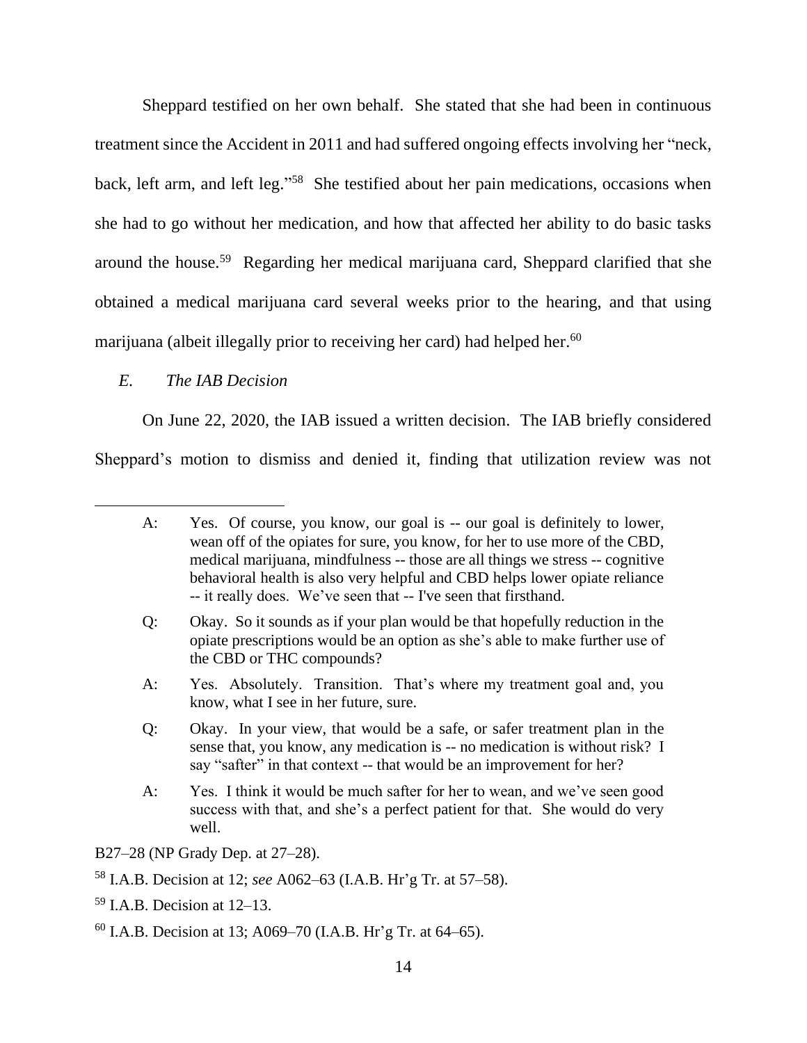Sheppard testified on her own behalf. She stated that she had been in continuous treatment since the Accident in 2011 and had suffered ongoing effects involving her "neck, back, left arm, and left leg."[58] She testified about her pain medications, occasions when she had to go without her medication, and how that affected her ability to do basic tasks around the house.[59] Regarding her medical marijuana card, Sheppard clarified that she obtained a medical marijuana card several weeks prior to the hearing, and that using marijuana (albeit illegally prior to receiving her card) had helped her.[60]

### *E. The IAB Decision*

On June 22, 2020, the IAB issued a written decision. The IAB briefly considered Sheppard's motion to dismiss and denied it, finding that utilization review was not

---

> A: Yes. Of course, you know, our goal is -- our goal is definitely to lower, wean off of the opiates for sure, you know, for her to use more of the CBD, medical marijuana, mindfulness -- those are all things we stress -- cognitive behavioral health is also very helpful and CBD helps lower opiate reliance -- it really does. We've seen that -- I've seen that firsthand.
>
> Q: Okay. So it sounds as if your plan would be that hopefully reduction in the opiate prescriptions would be an option as she's able to make further use of the CBD or THC compounds?
>
> A: Yes. Absolutely. Transition. That's where my treatment goal and, you know, what I see in her future, sure.
>
> Q: Okay. In your view, that would be a safe, or safer treatment plan in the sense that, you know, any medication is -- no medication is without risk? I say "safter" in that context -- that would be an improvement for her?
>
> A: Yes. I think it would be much safter for her to wean, and we've seen good success with that, and she's a perfect patient for that. She would do very well.

B27–28 (NP Grady Dep. at 27–28).

[58] I.A.B. Decision at 12; *see* A062–63 (I.A.B. Hr'g Tr. at 57–58).

[59] I.A.B. Decision at 12–13.

[60] I.A.B. Decision at 13; A069–70 (I.A.B. Hr'g Tr. at 64–65).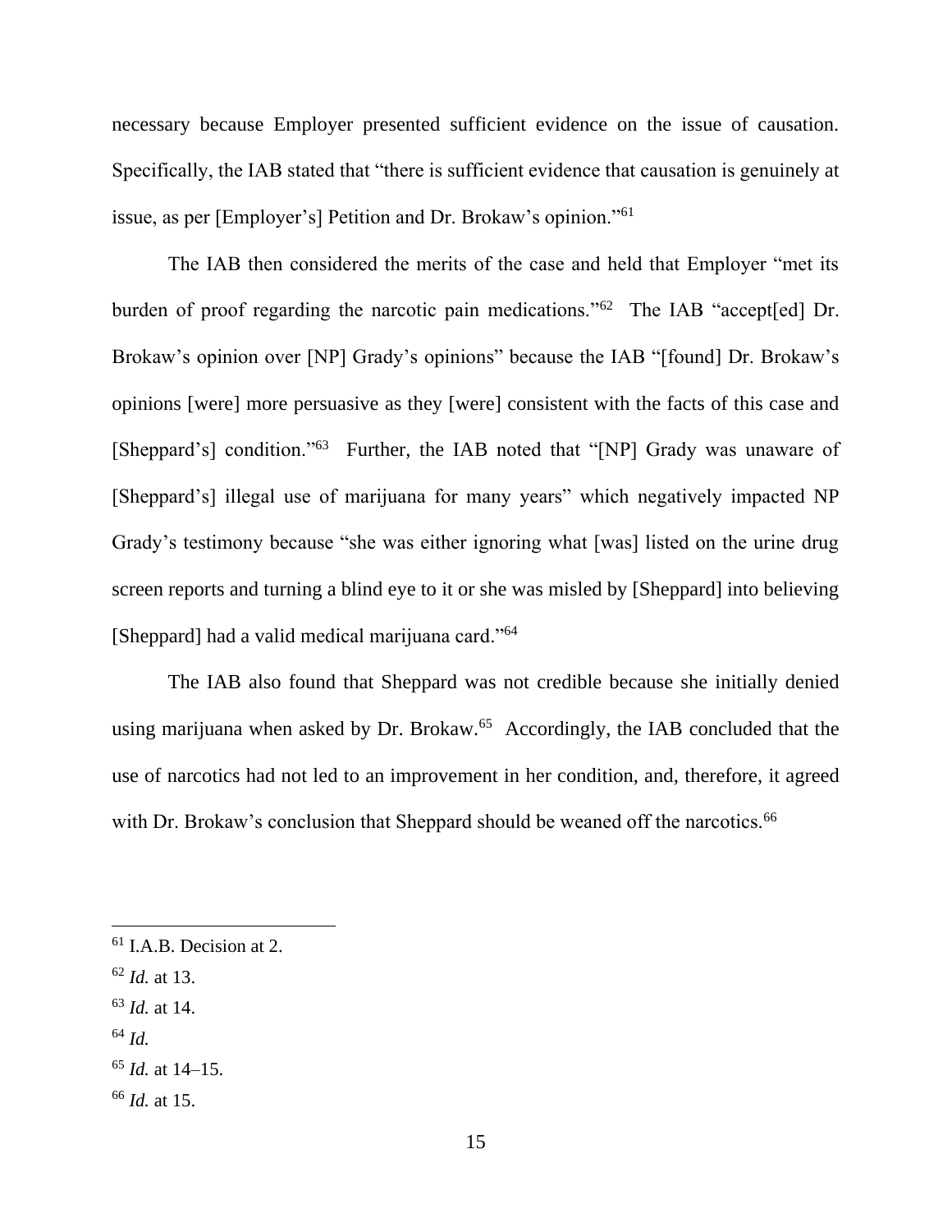necessary because Employer presented sufficient evidence on the issue of causation. Specifically, the IAB stated that "there is sufficient evidence that causation is genuinely at issue, as per [Employer's] Petition and Dr. Brokaw's opinion."[61]

The IAB then considered the merits of the case and held that Employer "met its burden of proof regarding the narcotic pain medications."[62] The IAB "accept[ed] Dr. Brokaw's opinion over [NP] Grady's opinions" because the IAB "[found] Dr. Brokaw's opinions [were] more persuasive as they [were] consistent with the facts of this case and [Sheppard's] condition."[63] Further, the IAB noted that "[NP] Grady was unaware of [Sheppard's] illegal use of marijuana for many years" which negatively impacted NP Grady's testimony because "she was either ignoring what [was] listed on the urine drug screen reports and turning a blind eye to it or she was misled by [Sheppard] into believing [Sheppard] had a valid medical marijuana card."[64]

The IAB also found that Sheppard was not credible because she initially denied using marijuana when asked by Dr. Brokaw.[65] Accordingly, the IAB concluded that the use of narcotics had not led to an improvement in her condition, and, therefore, it agreed with Dr. Brokaw's conclusion that Sheppard should be weaned off the narcotics.[66]

---

[61] I.A.B. Decision at 2.

[62] *Id.* at 13.

[63] *Id.* at 14.

[64] *Id.*

[65] *Id.* at 14–15.

[66] *Id.* at 15.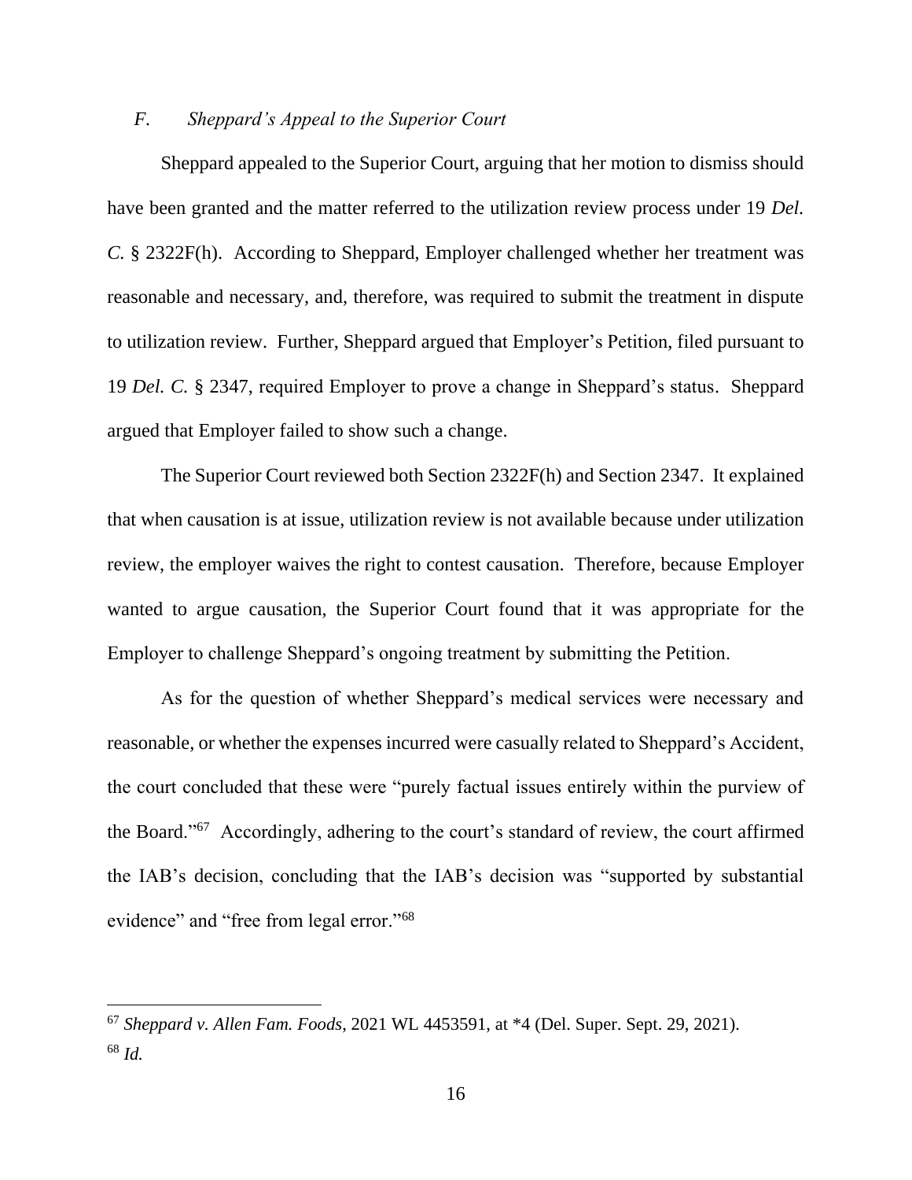### *F. Sheppard's Appeal to the Superior Court*

Sheppard appealed to the Superior Court, arguing that her motion to dismiss should have been granted and the matter referred to the utilization review process under 19 *Del. C.* § 2322F(h). According to Sheppard, Employer challenged whether her treatment was reasonable and necessary, and, therefore, was required to submit the treatment in dispute to utilization review. Further, Sheppard argued that Employer's Petition, filed pursuant to 19 *Del. C.* § 2347, required Employer to prove a change in Sheppard's status. Sheppard argued that Employer failed to show such a change.

The Superior Court reviewed both Section 2322F(h) and Section 2347. It explained that when causation is at issue, utilization review is not available because under utilization review, the employer waives the right to contest causation. Therefore, because Employer wanted to argue causation, the Superior Court found that it was appropriate for the Employer to challenge Sheppard's ongoing treatment by submitting the Petition.

As for the question of whether Sheppard's medical services were necessary and reasonable, or whether the expenses incurred were casually related to Sheppard's Accident, the court concluded that these were "purely factual issues entirely within the purview of the Board."[67] Accordingly, adhering to the court's standard of review, the court affirmed the IAB's decision, concluding that the IAB's decision was "supported by substantial evidence" and "free from legal error."[68]

---

[67] *Sheppard v. Allen Fam. Foods*, 2021 WL 4453591, at *4 (Del. Super. Sept. 29, 2021).

[68] *Id.*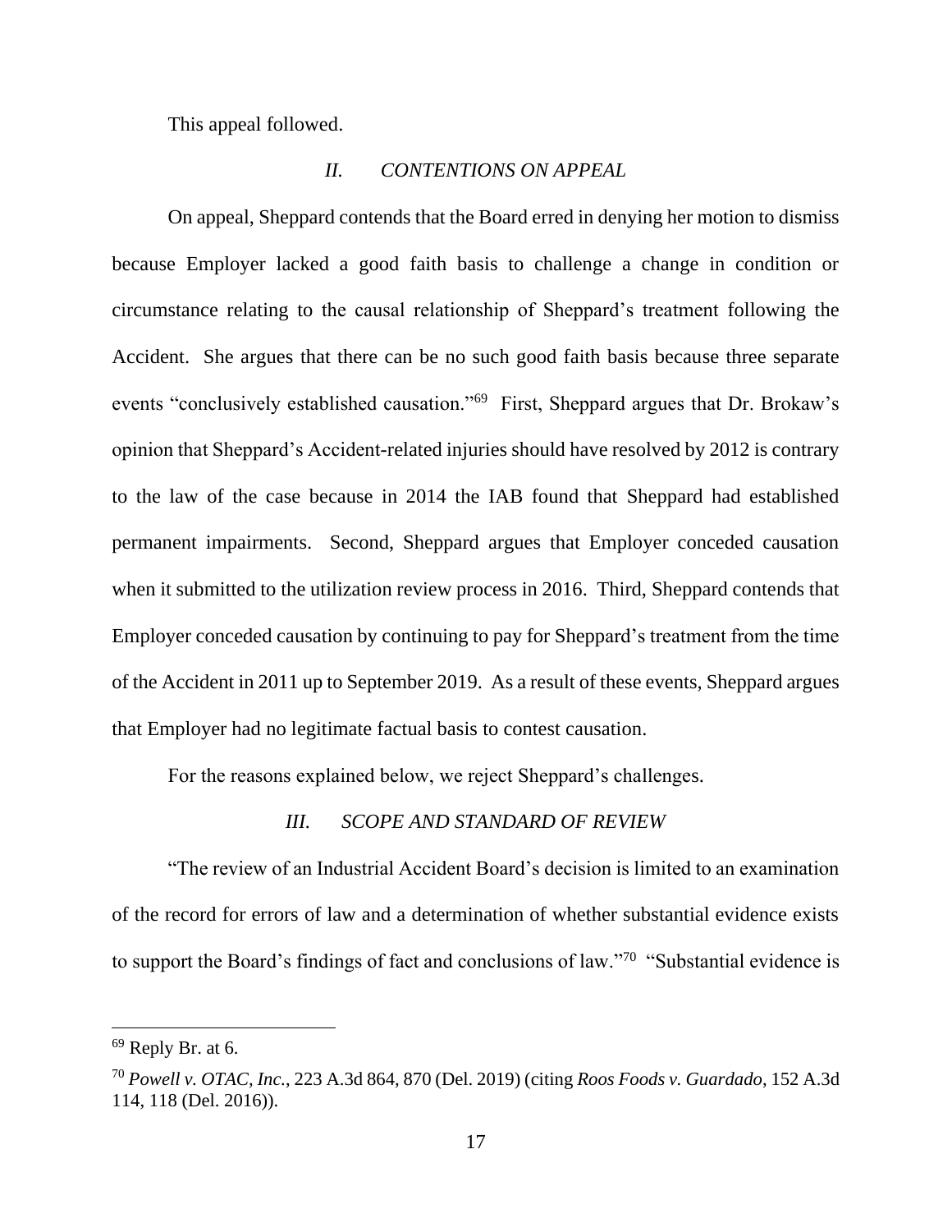This appeal followed.

## *II. CONTENTIONS ON APPEAL*

On appeal, Sheppard contends that the Board erred in denying her motion to dismiss because Employer lacked a good faith basis to challenge a change in condition or circumstance relating to the causal relationship of Sheppard's treatment following the Accident. She argues that there can be no such good faith basis because three separate events "conclusively established causation."[69] First, Sheppard argues that Dr. Brokaw's opinion that Sheppard's Accident-related injuries should have resolved by 2012 is contrary to the law of the case because in 2014 the IAB found that Sheppard had established permanent impairments. Second, Sheppard argues that Employer conceded causation when it submitted to the utilization review process in 2016. Third, Sheppard contends that Employer conceded causation by continuing to pay for Sheppard's treatment from the time of the Accident in 2011 up to September 2019. As a result of these events, Sheppard argues that Employer had no legitimate factual basis to contest causation.

For the reasons explained below, we reject Sheppard's challenges.

## *III. SCOPE AND STANDARD OF REVIEW*

"The review of an Industrial Accident Board's decision is limited to an examination of the record for errors of law and a determination of whether substantial evidence exists to support the Board's findings of fact and conclusions of law."[70] "Substantial evidence is

---

[69] Reply Br. at 6.

[70] *Powell v. OTAC, Inc.*, 223 A.3d 864, 870 (Del. 2019) (citing *Roos Foods v. Guardado*, 152 A.3d 114, 118 (Del. 2016)).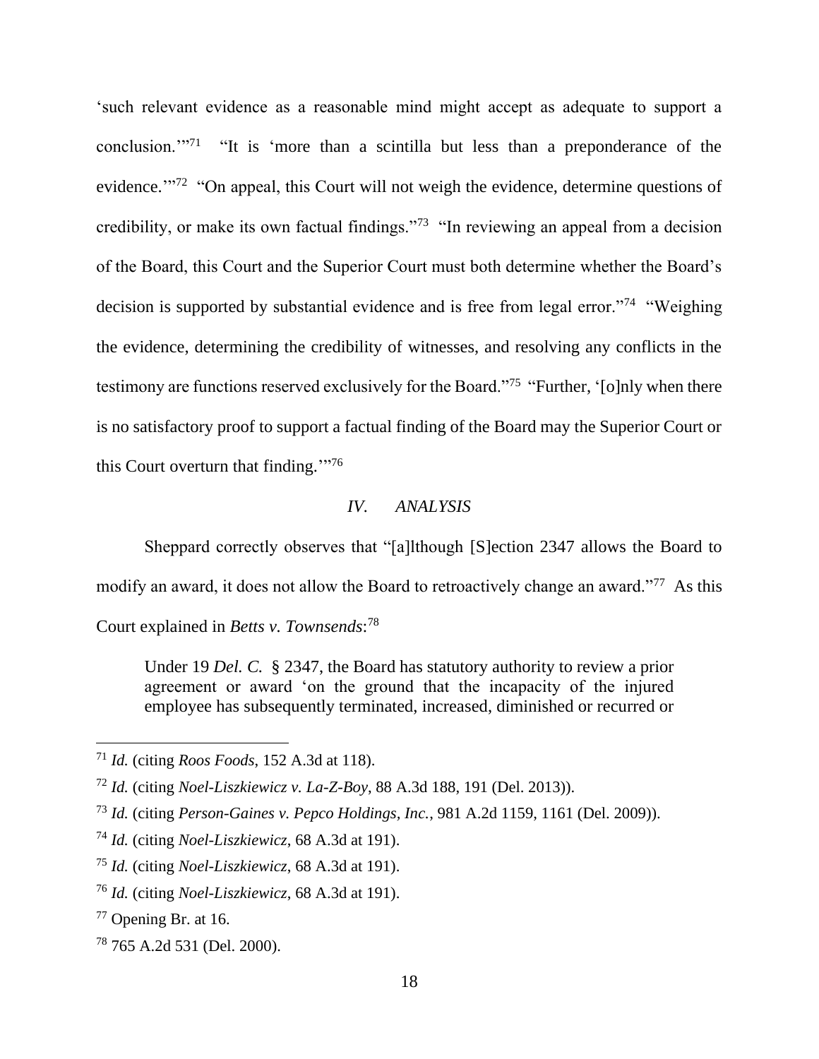'such relevant evidence as a reasonable mind might accept as adequate to support a conclusion.'"[71] "It is 'more than a scintilla but less than a preponderance of the evidence.'"[72] "On appeal, this Court will not weigh the evidence, determine questions of credibility, or make its own factual findings."[73] "In reviewing an appeal from a decision of the Board, this Court and the Superior Court must both determine whether the Board's decision is supported by substantial evidence and is free from legal error."[74] "Weighing the evidence, determining the credibility of witnesses, and resolving any conflicts in the testimony are functions reserved exclusively for the Board."[75] "Further, '[o]nly when there is no satisfactory proof to support a factual finding of the Board may the Superior Court or this Court overturn that finding.'"[76]

## *IV. ANALYSIS*

Sheppard correctly observes that "[a]lthough [S]ection 2347 allows the Board to modify an award, it does not allow the Board to retroactively change an award."[77] As this Court explained in *Betts v. Townsends*:[78]

> Under 19 *Del. C.* § 2347, the Board has statutory authority to review a prior agreement or award 'on the ground that the incapacity of the injured employee has subsequently terminated, increased, diminished or recurred or

---

[71] *Id.* (citing *Roos Foods*, 152 A.3d at 118).

[72] *Id.* (citing *Noel-Liszkiewicz v. La-Z-Boy*, 88 A.3d 188, 191 (Del. 2013)).

[73] *Id.* (citing *Person-Gaines v. Pepco Holdings, Inc.*, 981 A.2d 1159, 1161 (Del. 2009)).

[74] *Id.* (citing *Noel-Liszkiewicz*, 68 A.3d at 191).

[75] *Id.* (citing *Noel-Liszkiewicz*, 68 A.3d at 191).

[76] *Id.* (citing *Noel-Liszkiewicz*, 68 A.3d at 191).

[77] Opening Br. at 16.

[78] 765 A.2d 531 (Del. 2000).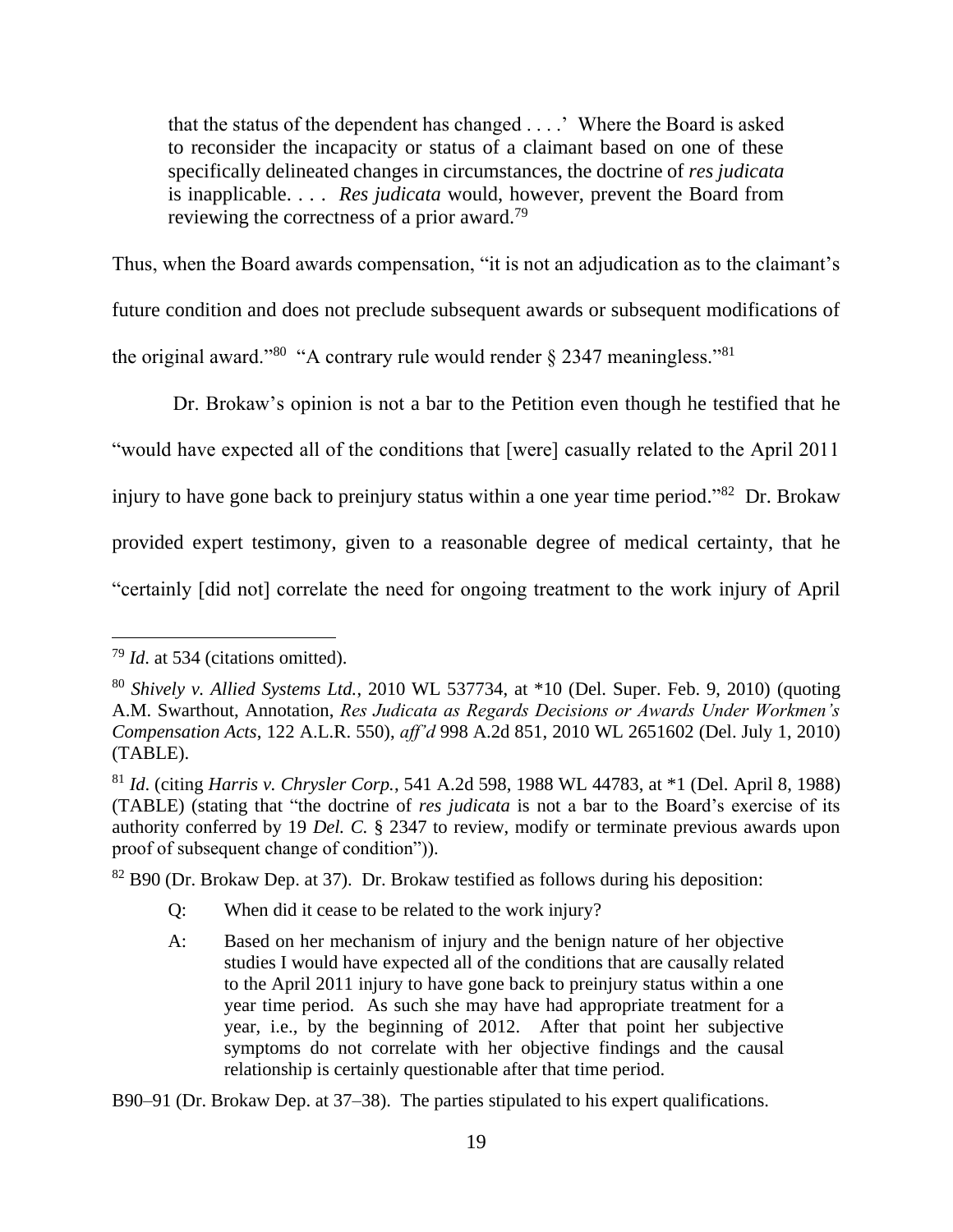> that the status of the dependent has changed . . . .' Where the Board is asked to reconsider the incapacity or status of a claimant based on one of these specifically delineated changes in circumstances, the doctrine of *res judicata* is inapplicable. . . . *Res judicata* would, however, prevent the Board from reviewing the correctness of a prior award.[79]

Thus, when the Board awards compensation, "it is not an adjudication as to the claimant's future condition and does not preclude subsequent awards or subsequent modifications of the original award."[80] "A contrary rule would render § 2347 meaningless."[81]

Dr. Brokaw's opinion is not a bar to the Petition even though he testified that he "would have expected all of the conditions that [were] casually related to the April 2011 injury to have gone back to preinjury status within a one year time period."[82] Dr. Brokaw provided expert testimony, given to a reasonable degree of medical certainty, that he "certainly [did not] correlate the need for ongoing treatment to the work injury of April

---

[79] *Id.* at 534 (citations omitted).

[80] *Shively v. Allied Systems Ltd.*, 2010 WL 537734, at *10 (Del. Super. Feb. 9, 2010) (quoting A.M. Swarthout, Annotation, *Res Judicata as Regards Decisions or Awards Under Workmen's Compensation Acts*, 122 A.L.R. 550), *aff'd* 998 A.2d 851, 2010 WL 2651602 (Del. July 1, 2010) (TABLE).

[81] *Id.* (citing *Harris v. Chrysler Corp.*, 541 A.2d 598, 1988 WL 44783, at *1 (Del. April 8, 1988) (TABLE) (stating that "the doctrine of *res judicata* is not a bar to the Board's exercise of its authority conferred by 19 *Del. C.* § 2347 to review, modify or terminate previous awards upon proof of subsequent change of condition")).

[82] B90 (Dr. Brokaw Dep. at 37). Dr. Brokaw testified as follows during his deposition:

> Q: When did it cease to be related to the work injury?
>
> A: Based on her mechanism of injury and the benign nature of her objective studies I would have expected all of the conditions that are causally related to the April 2011 injury to have gone back to preinjury status within a one year time period. As such she may have had appropriate treatment for a year, i.e., by the beginning of 2012. After that point her subjective symptoms do not correlate with her objective findings and the causal relationship is certainly questionable after that time period.

B90–91 (Dr. Brokaw Dep. at 37–38). The parties stipulated to his expert qualifications.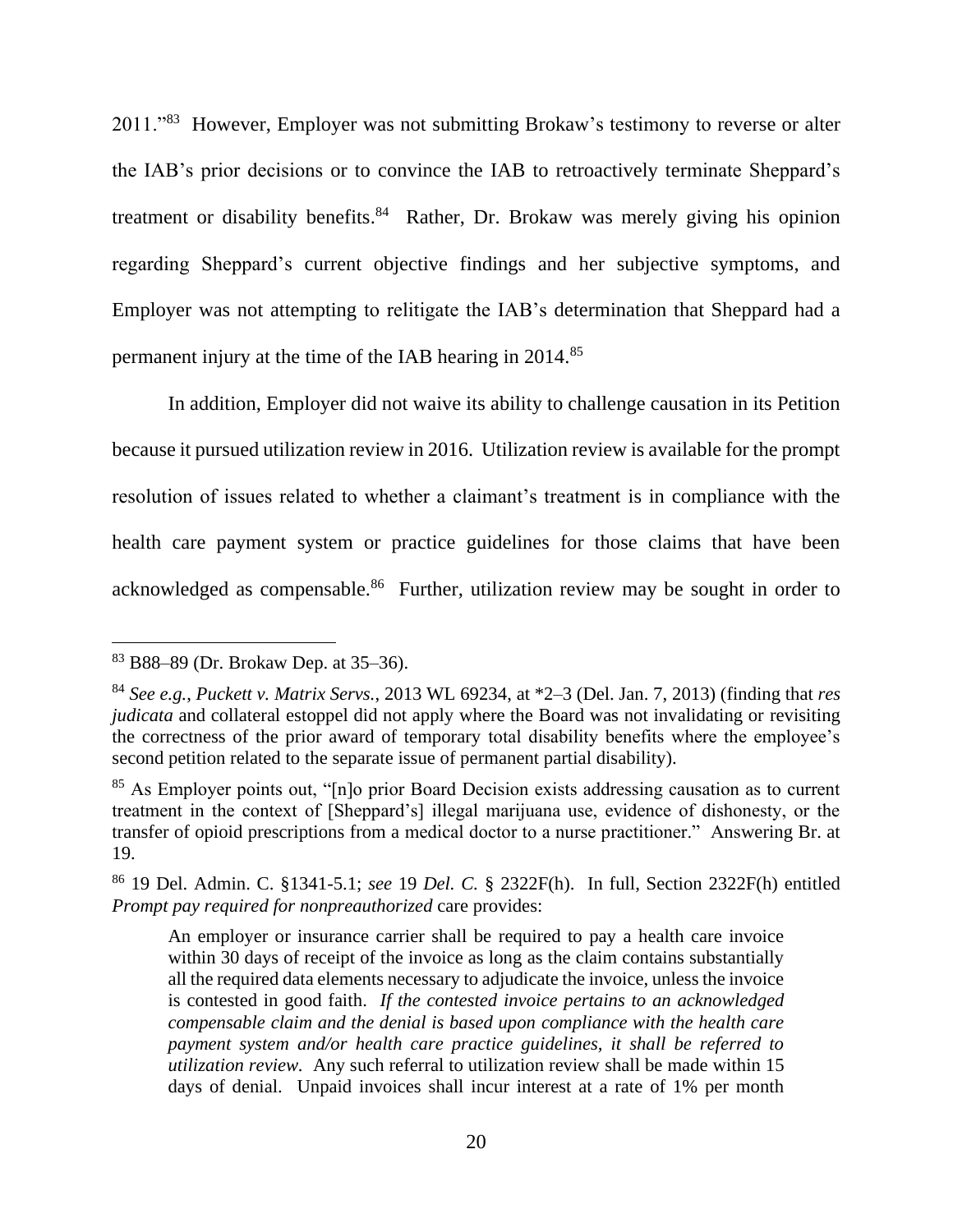2011."[83] However, Employer was not submitting Brokaw's testimony to reverse or alter the IAB's prior decisions or to convince the IAB to retroactively terminate Sheppard's treatment or disability benefits.[84] Rather, Dr. Brokaw was merely giving his opinion regarding Sheppard's current objective findings and her subjective symptoms, and Employer was not attempting to relitigate the IAB's determination that Sheppard had a permanent injury at the time of the IAB hearing in 2014.[85]

In addition, Employer did not waive its ability to challenge causation in its Petition because it pursued utilization review in 2016. Utilization review is available for the prompt resolution of issues related to whether a claimant's treatment is in compliance with the health care payment system or practice guidelines for those claims that have been acknowledged as compensable.[86] Further, utilization review may be sought in order to

---

[83] B88–89 (Dr. Brokaw Dep. at 35–36).

[84] *See e.g.*, *Puckett v. Matrix Servs.*, 2013 WL 69234, at *2–3 (Del. Jan. 7, 2013) (finding that *res judicata* and collateral estoppel did not apply where the Board was not invalidating or revisiting the correctness of the prior award of temporary total disability benefits where the employee's second petition related to the separate issue of permanent partial disability).

[85] As Employer points out, "[n]o prior Board Decision exists addressing causation as to current treatment in the context of [Sheppard's] illegal marijuana use, evidence of dishonesty, or the transfer of opioid prescriptions from a medical doctor to a nurse practitioner." Answering Br. at 19.

[86] 19 Del. Admin. C. §1341-5.1; *see* 19 *Del. C.* § 2322F(h). In full, Section 2322F(h) entitled *Prompt pay required for nonpreauthorized* care provides:

> An employer or insurance carrier shall be required to pay a health care invoice within 30 days of receipt of the invoice as long as the claim contains substantially all the required data elements necessary to adjudicate the invoice, unless the invoice is contested in good faith. *If the contested invoice pertains to an acknowledged compensable claim and the denial is based upon compliance with the health care payment system and/or health care practice guidelines, it shall be referred to utilization review.* Any such referral to utilization review shall be made within 15 days of denial. Unpaid invoices shall incur interest at a rate of 1% per month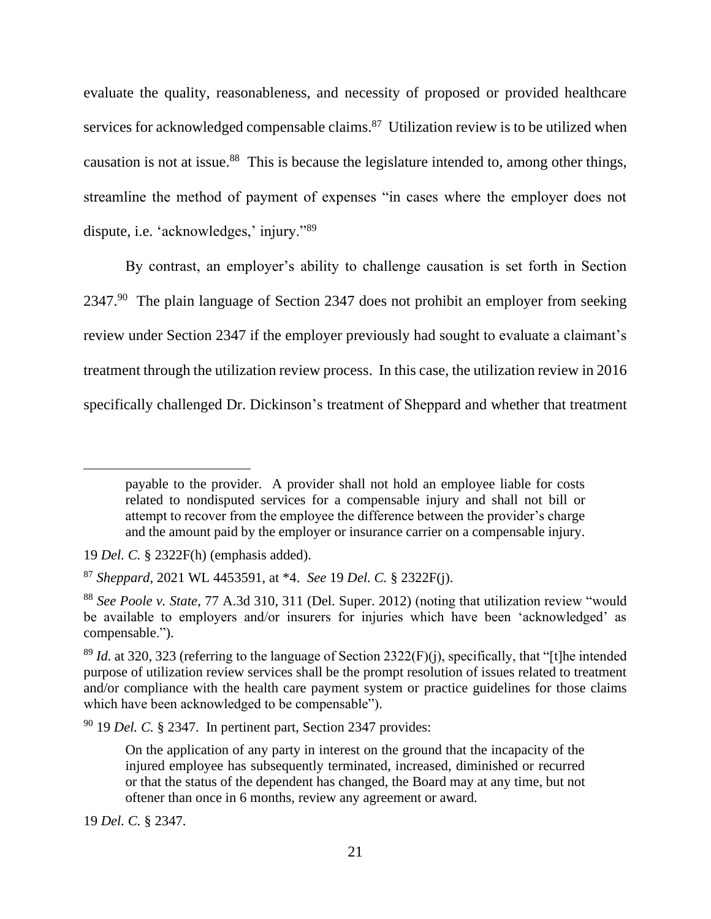evaluate the quality, reasonableness, and necessity of proposed or provided healthcare services for acknowledged compensable claims.[87] Utilization review is to be utilized when causation is not at issue.[88] This is because the legislature intended to, among other things, streamline the method of payment of expenses "in cases where the employer does not dispute, i.e. 'acknowledges,' injury."[89]

By contrast, an employer's ability to challenge causation is set forth in Section 2347.[90] The plain language of Section 2347 does not prohibit an employer from seeking review under Section 2347 if the employer previously had sought to evaluate a claimant's treatment through the utilization review process. In this case, the utilization review in 2016 specifically challenged Dr. Dickinson's treatment of Sheppard and whether that treatment

---

> payable to the provider. A provider shall not hold an employee liable for costs related to nondisputed services for a compensable injury and shall not bill or attempt to recover from the employee the difference between the provider's charge and the amount paid by the employer or insurance carrier on a compensable injury.

19 *Del. C.* § 2322F(h) (emphasis added).

[87] *Sheppard*, 2021 WL 4453591, at *4. *See* 19 *Del. C.* § 2322F(j).

[88] *See Poole v. State*, 77 A.3d 310, 311 (Del. Super. 2012) (noting that utilization review "would be available to employers and/or insurers for injuries which have been 'acknowledged' as compensable.").

[89] *Id.* at 320, 323 (referring to the language of Section 2322(F)(j), specifically, that "[t]he intended purpose of utilization review services shall be the prompt resolution of issues related to treatment and/or compliance with the health care payment system or practice guidelines for those claims which have been acknowledged to be compensable").

[90] 19 *Del. C.* § 2347. In pertinent part, Section 2347 provides:

> On the application of any party in interest on the ground that the incapacity of the injured employee has subsequently terminated, increased, diminished or recurred or that the status of the dependent has changed, the Board may at any time, but not oftener than once in 6 months, review any agreement or award.

19 *Del. C.* § 2347.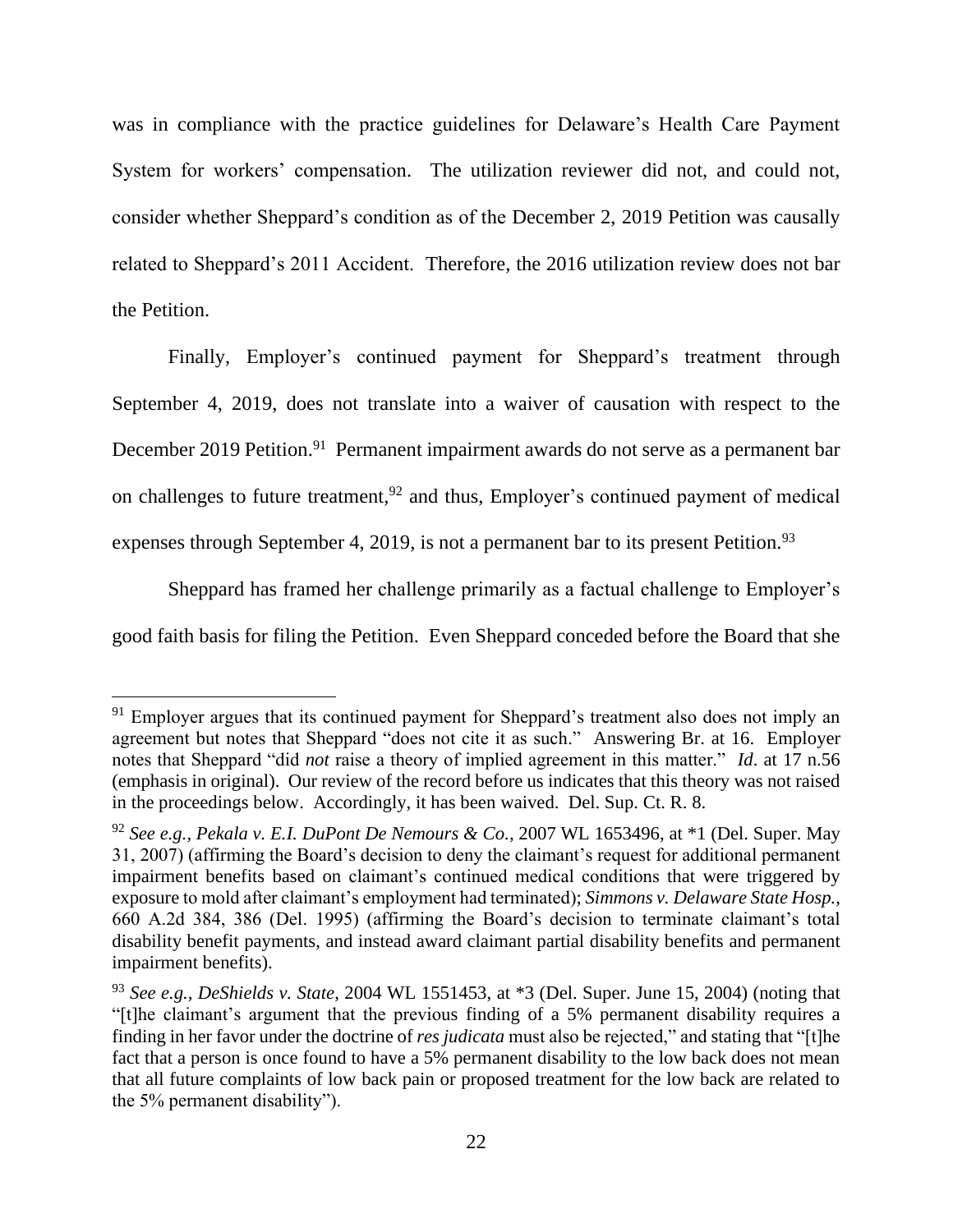was in compliance with the practice guidelines for Delaware's Health Care Payment System for workers' compensation. The utilization reviewer did not, and could not, consider whether Sheppard's condition as of the December 2, 2019 Petition was causally related to Sheppard's 2011 Accident. Therefore, the 2016 utilization review does not bar the Petition.

Finally, Employer's continued payment for Sheppard's treatment through September 4, 2019, does not translate into a waiver of causation with respect to the December 2019 Petition.[91] Permanent impairment awards do not serve as a permanent bar on challenges to future treatment,[92] and thus, Employer's continued payment of medical expenses through September 4, 2019, is not a permanent bar to its present Petition.[93]

Sheppard has framed her challenge primarily as a factual challenge to Employer's good faith basis for filing the Petition. Even Sheppard conceded before the Board that she

---

[91] Employer argues that its continued payment for Sheppard's treatment also does not imply an agreement but notes that Sheppard "does not cite it as such." Answering Br. at 16. Employer notes that Sheppard "did *not* raise a theory of implied agreement in this matter." *Id*. at 17 n.56 (emphasis in original). Our review of the record before us indicates that this theory was not raised in the proceedings below. Accordingly, it has been waived. Del. Sup. Ct. R. 8.

[92] *See e.g., Pekala v. E.I. DuPont De Nemours & Co.*, 2007 WL 1653496, at *1 (Del. Super. May 31, 2007) (affirming the Board's decision to deny the claimant's request for additional permanent impairment benefits based on claimant's continued medical conditions that were triggered by exposure to mold after claimant's employment had terminated); *Simmons v. Delaware State Hosp.*, 660 A.2d 384, 386 (Del. 1995) (affirming the Board's decision to terminate claimant's total disability benefit payments, and instead award claimant partial disability benefits and permanent impairment benefits).

[93] *See e.g., DeShields v. State*, 2004 WL 1551453, at *3 (Del. Super. June 15, 2004) (noting that "[t]he claimant's argument that the previous finding of a 5% permanent disability requires a finding in her favor under the doctrine of *res judicata* must also be rejected," and stating that "[t]he fact that a person is once found to have a 5% permanent disability to the low back does not mean that all future complaints of low back pain or proposed treatment for the low back are related to the 5% permanent disability").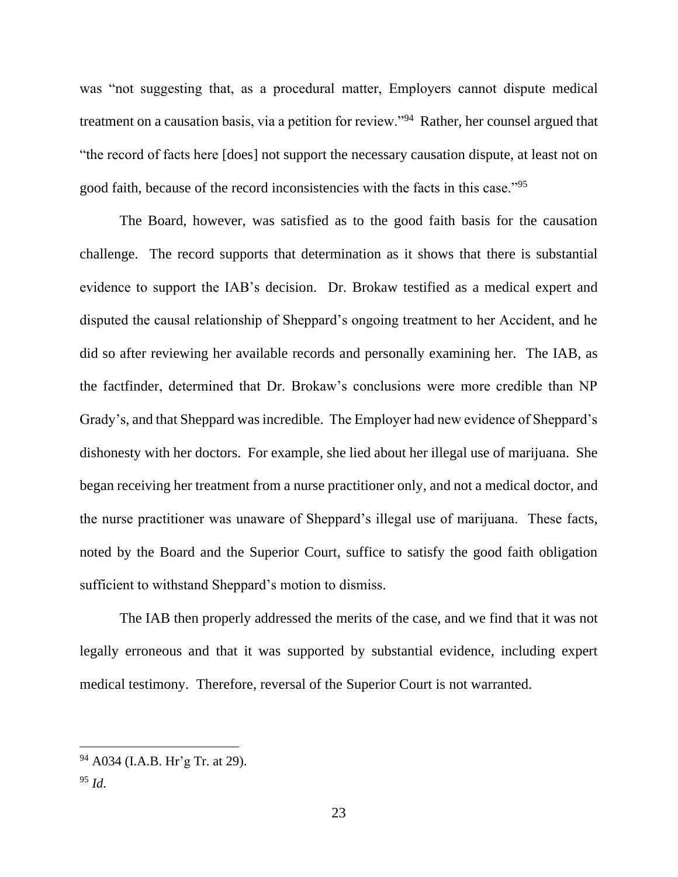was "not suggesting that, as a procedural matter, Employers cannot dispute medical treatment on a causation basis, via a petition for review."[94] Rather, her counsel argued that "the record of facts here [does] not support the necessary causation dispute, at least not on good faith, because of the record inconsistencies with the facts in this case."[95]

The Board, however, was satisfied as to the good faith basis for the causation challenge. The record supports that determination as it shows that there is substantial evidence to support the IAB's decision. Dr. Brokaw testified as a medical expert and disputed the causal relationship of Sheppard's ongoing treatment to her Accident, and he did so after reviewing her available records and personally examining her. The IAB, as the factfinder, determined that Dr. Brokaw's conclusions were more credible than NP Grady's, and that Sheppard was incredible. The Employer had new evidence of Sheppard's dishonesty with her doctors. For example, she lied about her illegal use of marijuana. She began receiving her treatment from a nurse practitioner only, and not a medical doctor, and the nurse practitioner was unaware of Sheppard's illegal use of marijuana. These facts, noted by the Board and the Superior Court, suffice to satisfy the good faith obligation sufficient to withstand Sheppard's motion to dismiss.

The IAB then properly addressed the merits of the case, and we find that it was not legally erroneous and that it was supported by substantial evidence, including expert medical testimony. Therefore, reversal of the Superior Court is not warranted.

---

[94] A034 (I.A.B. Hr'g Tr. at 29).

[95] *Id.*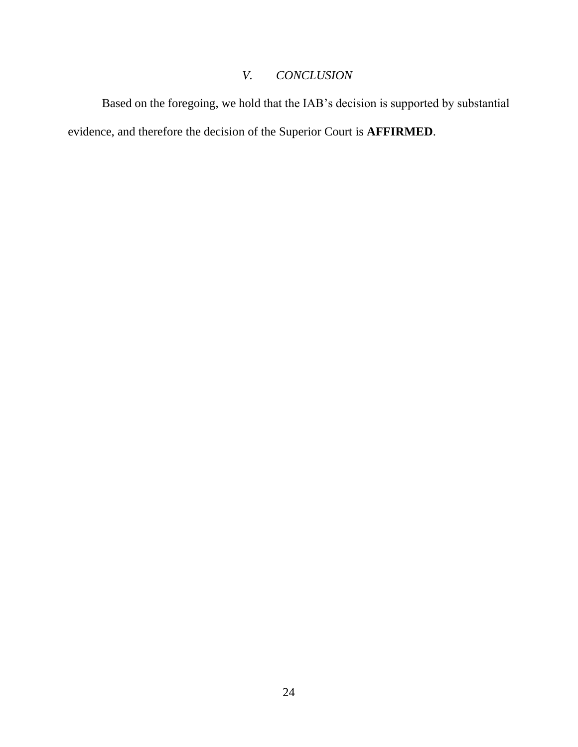## *V. CONCLUSION*

Based on the foregoing, we hold that the IAB's decision is supported by substantial evidence, and therefore the decision of the Superior Court is **AFFIRMED**.